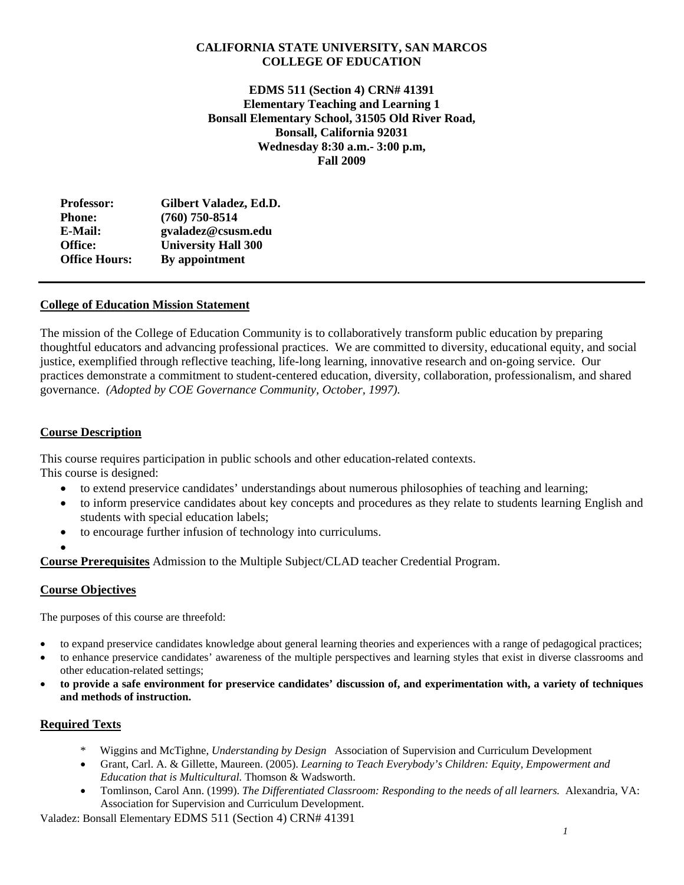**CALIFORNIA STATE UNIVERSITY, SAN MARCOS**
**COLLEGE OF EDUCATION**

**EDMS 511 (Section 4) CRN# 41391**
**Elementary Teaching and Learning 1**
**Bonsall Elementary School, 31505 Old River Road,**
**Bonsall, California 92031**
**Wednesday 8:30 a.m.- 3:00 p.m,**
**Fall 2009**

| | |
|---|---|
| **Professor:** | **Gilbert Valadez, Ed.D.** |
| **Phone:** | **(760) 750-8514** |
| **E-Mail:** | **gvaladez@csusm.edu** |
| **Office:** | **University Hall 300** |
| **Office Hours:** | **By appointment** |

---

## College of Education Mission Statement

The mission of the College of Education Community is to collaboratively transform public education by preparing thoughtful educators and advancing professional practices. We are committed to diversity, educational equity, and social justice, exemplified through reflective teaching, life-long learning, innovative research and on-going service. Our practices demonstrate a commitment to student-centered education, diversity, collaboration, professionalism, and shared governance. *(Adopted by COE Governance Community, October, 1997).*

## Course Description

This course requires participation in public schools and other education-related contexts.
This course is designed:

- to extend preservice candidates' understandings about numerous philosophies of teaching and learning;
- to inform preservice candidates about key concepts and procedures as they relate to students learning English and students with special education labels;
- to encourage further infusion of technology into curriculums.

**Course Prerequisites** Admission to the Multiple Subject/CLAD teacher Credential Program.

## Course Objectives

The purposes of this course are threefold:

- to expand preservice candidates knowledge about general learning theories and experiences with a range of pedagogical practices;
- to enhance preservice candidates' awareness of the multiple perspectives and learning styles that exist in diverse classrooms and other education-related settings;
- **to provide a safe environment for preservice candidates' discussion of, and experimentation with, a variety of techniques and methods of instruction.**

## Required Texts

- \* Wiggins and McTighne, *Understanding by Design* Association of Supervision and Curriculum Development
- Grant, Carl. A. & Gillette, Maureen. (2005). *Learning to Teach Everybody's Children: Equity, Empowerment and Education that is Multicultural.* Thomson & Wadsworth.
- Tomlinson, Carol Ann. (1999). *The Differentiated Classroom: Responding to the needs of all learners.* Alexandria, VA: Association for Supervision and Curriculum Development.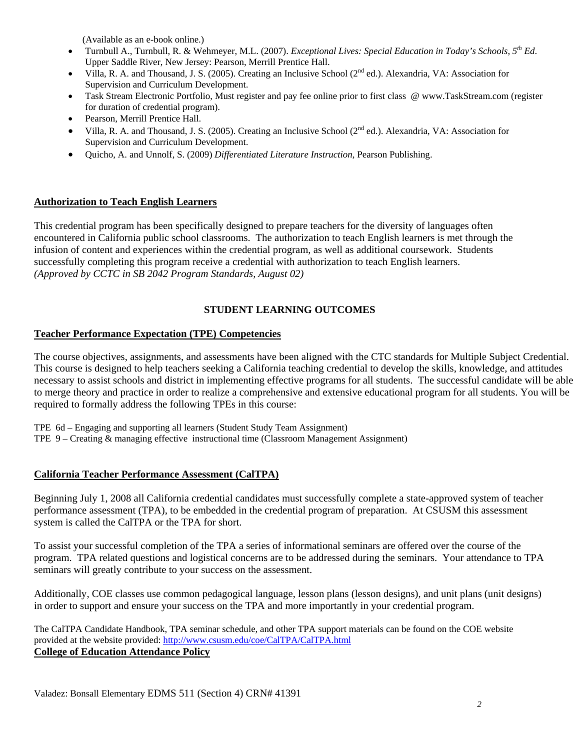(Available as an e-book online.)

- Turnbull A., Turnbull, R. & Wehmeyer, M.L. (2007). *Exceptional Lives: Special Education in Today's Schools, 5th Ed*. Upper Saddle River, New Jersey: Pearson, Merrill Prentice Hall.
- Villa, R. A. and Thousand, J. S. (2005). Creating an Inclusive School (2nd ed.). Alexandria, VA: Association for Supervision and Curriculum Development.
- Task Stream Electronic Portfolio, Must register and pay fee online prior to first class @ www.TaskStream.com (register for duration of credential program).
- Pearson, Merrill Prentice Hall.
- Villa, R. A. and Thousand, J. S. (2005). Creating an Inclusive School (2nd ed.). Alexandria, VA: Association for Supervision and Curriculum Development.
- Quicho, A. and Unnolf, S. (2009) *Differentiated Literature Instruction,* Pearson Publishing.

**Authorization to Teach English Learners**

This credential program has been specifically designed to prepare teachers for the diversity of languages often encountered in California public school classrooms. The authorization to teach English learners is met through the infusion of content and experiences within the credential program, as well as additional coursework. Students successfully completing this program receive a credential with authorization to teach English learners.
*(Approved by CCTC in SB 2042 Program Standards, August 02)*

## STUDENT LEARNING OUTCOMES

**Teacher Performance Expectation (TPE) Competencies**

The course objectives, assignments, and assessments have been aligned with the CTC standards for Multiple Subject Credential. This course is designed to help teachers seeking a California teaching credential to develop the skills, knowledge, and attitudes necessary to assist schools and district in implementing effective programs for all students. The successful candidate will be able to merge theory and practice in order to realize a comprehensive and extensive educational program for all students. You will be required to formally address the following TPEs in this course:

TPE 6d – Engaging and supporting all learners (Student Study Team Assignment)
TPE 9 – Creating & managing effective instructional time (Classroom Management Assignment)

**California Teacher Performance Assessment (CalTPA)**

Beginning July 1, 2008 all California credential candidates must successfully complete a state-approved system of teacher performance assessment (TPA), to be embedded in the credential program of preparation. At CSUSM this assessment system is called the CalTPA or the TPA for short.

To assist your successful completion of the TPA a series of informational seminars are offered over the course of the program. TPA related questions and logistical concerns are to be addressed during the seminars. Your attendance to TPA seminars will greatly contribute to your success on the assessment.

Additionally, COE classes use common pedagogical language, lesson plans (lesson designs), and unit plans (unit designs) in order to support and ensure your success on the TPA and more importantly in your credential program.

The CalTPA Candidate Handbook, TPA seminar schedule, and other TPA support materials can be found on the COE website provided at the website provided: http://www.csusm.edu/coe/CalTPA/CalTPA.html

**College of Education Attendance Policy**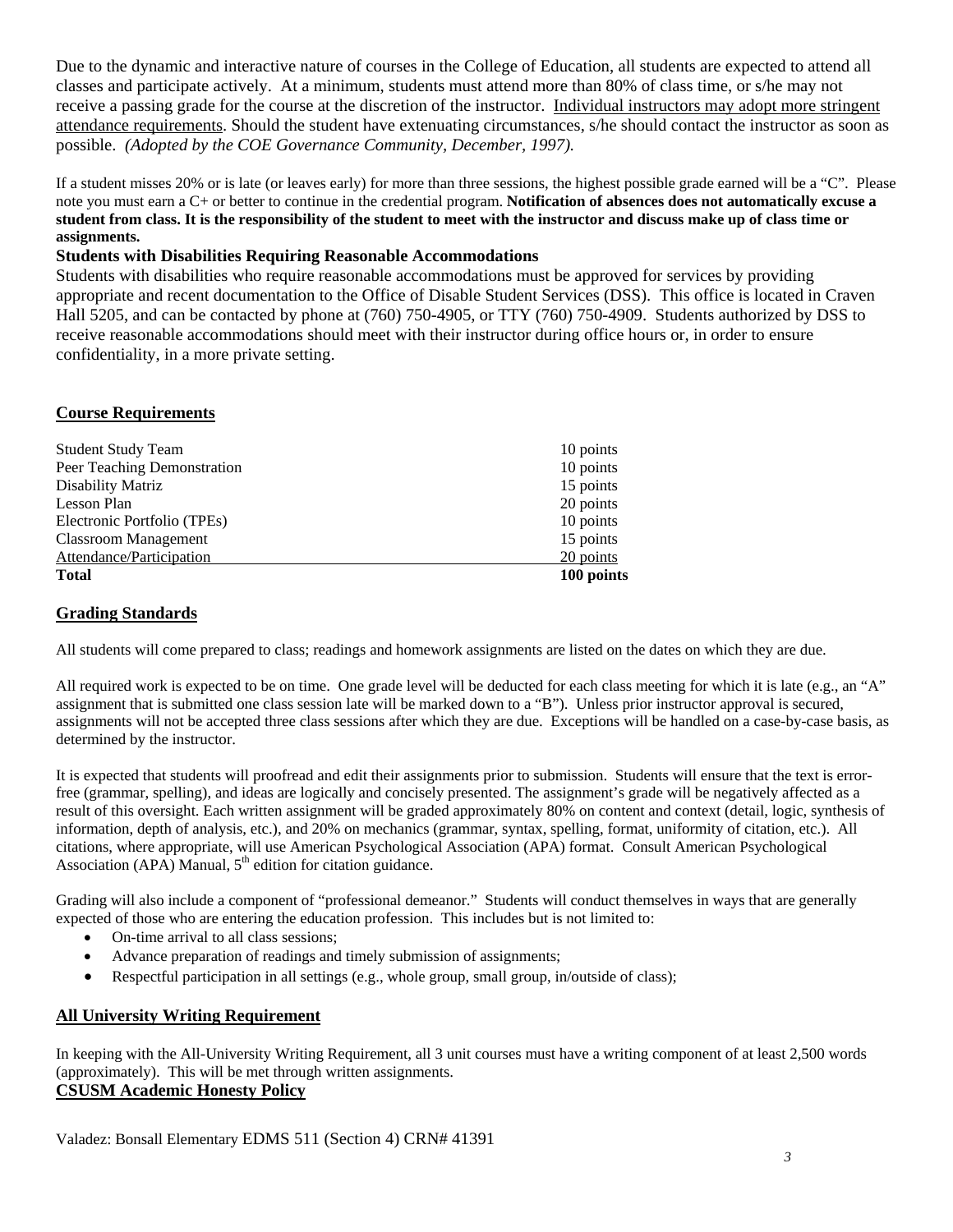Due to the dynamic and interactive nature of courses in the College of Education, all students are expected to attend all classes and participate actively. At a minimum, students must attend more than 80% of class time, or s/he may not receive a passing grade for the course at the discretion of the instructor. Individual instructors may adopt more stringent attendance requirements. Should the student have extenuating circumstances, s/he should contact the instructor as soon as possible. *(Adopted by the COE Governance Community, December, 1997).*

If a student misses 20% or is late (or leaves early) for more than three sessions, the highest possible grade earned will be a "C". Please note you must earn a C+ or better to continue in the credential program. **Notification of absences does not automatically excuse a student from class. It is the responsibility of the student to meet with the instructor and discuss make up of class time or assignments.**

**Students with Disabilities Requiring Reasonable Accommodations**

Students with disabilities who require reasonable accommodations must be approved for services by providing appropriate and recent documentation to the Office of Disable Student Services (DSS). This office is located in Craven Hall 5205, and can be contacted by phone at (760) 750-4905, or TTY (760) 750-4909. Students authorized by DSS to receive reasonable accommodations should meet with their instructor during office hours or, in order to ensure confidentiality, in a more private setting.

## Course Requirements

| | |
|---|---|
| Student Study Team | 10 points |
| Peer Teaching Demonstration | 10 points |
| Disability Matriz | 15 points |
| Lesson Plan | 20 points |
| Electronic Portfolio (TPEs) | 10 points |
| Classroom Management | 15 points |
| Attendance/Participation | 20 points |
| **Total** | **100 points** |

## Grading Standards

All students will come prepared to class; readings and homework assignments are listed on the dates on which they are due.

All required work is expected to be on time. One grade level will be deducted for each class meeting for which it is late (e.g., an "A" assignment that is submitted one class session late will be marked down to a "B"). Unless prior instructor approval is secured, assignments will not be accepted three class sessions after which they are due. Exceptions will be handled on a case-by-case basis, as determined by the instructor.

It is expected that students will proofread and edit their assignments prior to submission. Students will ensure that the text is error-free (grammar, spelling), and ideas are logically and concisely presented. The assignment's grade will be negatively affected as a result of this oversight. Each written assignment will be graded approximately 80% on content and context (detail, logic, synthesis of information, depth of analysis, etc.), and 20% on mechanics (grammar, syntax, spelling, format, uniformity of citation, etc.). All citations, where appropriate, will use American Psychological Association (APA) format. Consult American Psychological Association (APA) Manual, 5th edition for citation guidance.

Grading will also include a component of "professional demeanor." Students will conduct themselves in ways that are generally expected of those who are entering the education profession. This includes but is not limited to:

- On-time arrival to all class sessions;
- Advance preparation of readings and timely submission of assignments;
- Respectful participation in all settings (e.g., whole group, small group, in/outside of class);

## All University Writing Requirement

In keeping with the All-University Writing Requirement, all 3 unit courses must have a writing component of at least 2,500 words (approximately). This will be met through written assignments.

## CSUSM Academic Honesty Policy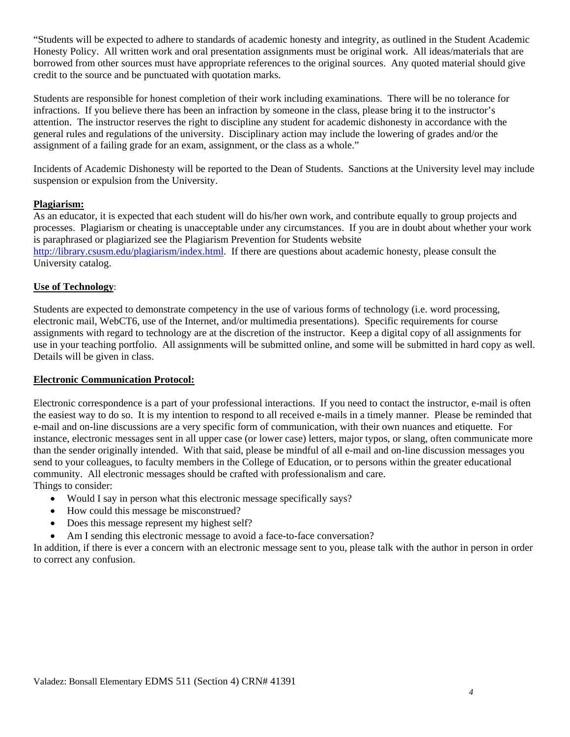"Students will be expected to adhere to standards of academic honesty and integrity, as outlined in the Student Academic Honesty Policy. All written work and oral presentation assignments must be original work. All ideas/materials that are borrowed from other sources must have appropriate references to the original sources. Any quoted material should give credit to the source and be punctuated with quotation marks.

Students are responsible for honest completion of their work including examinations. There will be no tolerance for infractions. If you believe there has been an infraction by someone in the class, please bring it to the instructor's attention. The instructor reserves the right to discipline any student for academic dishonesty in accordance with the general rules and regulations of the university. Disciplinary action may include the lowering of grades and/or the assignment of a failing grade for an exam, assignment, or the class as a whole."

Incidents of Academic Dishonesty will be reported to the Dean of Students. Sanctions at the University level may include suspension or expulsion from the University.

**Plagiarism:**

As an educator, it is expected that each student will do his/her own work, and contribute equally to group projects and processes. Plagiarism or cheating is unacceptable under any circumstances. If you are in doubt about whether your work is paraphrased or plagiarized see the Plagiarism Prevention for Students website http://library.csusm.edu/plagiarism/index.html. If there are questions about academic honesty, please consult the University catalog.

**Use of Technology**:

Students are expected to demonstrate competency in the use of various forms of technology (i.e. word processing, electronic mail, WebCT6, use of the Internet, and/or multimedia presentations). Specific requirements for course assignments with regard to technology are at the discretion of the instructor. Keep a digital copy of all assignments for use in your teaching portfolio. All assignments will be submitted online, and some will be submitted in hard copy as well. Details will be given in class.

**Electronic Communication Protocol:**

Electronic correspondence is a part of your professional interactions. If you need to contact the instructor, e-mail is often the easiest way to do so. It is my intention to respond to all received e-mails in a timely manner. Please be reminded that e-mail and on-line discussions are a very specific form of communication, with their own nuances and etiquette. For instance, electronic messages sent in all upper case (or lower case) letters, major typos, or slang, often communicate more than the sender originally intended. With that said, please be mindful of all e-mail and on-line discussion messages you send to your colleagues, to faculty members in the College of Education, or to persons within the greater educational community. All electronic messages should be crafted with professionalism and care.

Things to consider:

- Would I say in person what this electronic message specifically says?
- How could this message be misconstrued?
- Does this message represent my highest self?
- Am I sending this electronic message to avoid a face-to-face conversation?

In addition, if there is ever a concern with an electronic message sent to you, please talk with the author in person in order to correct any confusion.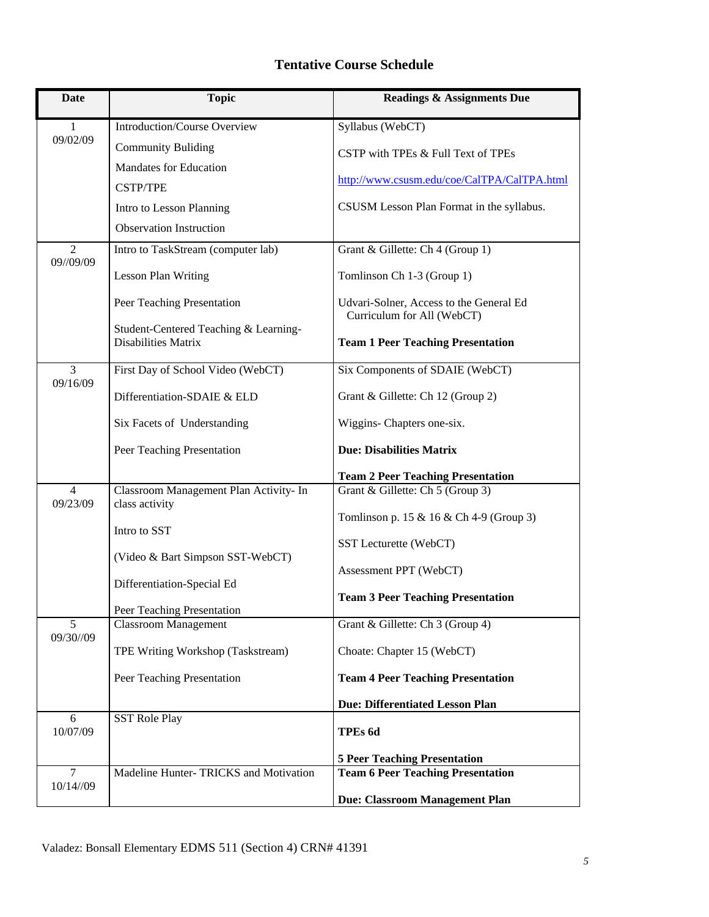# Tentative Course Schedule

| Date | Topic | Readings & Assignments Due |
|---|---|---|
| 1<br>09/02/09 | Introduction/Course Overview<br>Community Buliding<br>Mandates for Education<br>CSTP/TPE<br>Intro to Lesson Planning<br>Observation Instruction | Syllabus (WebCT)<br>CSTP with TPEs & Full Text of TPEs<br>http://www.csusm.edu/coe/CalTPA/CalTPA.html<br>CSUSM Lesson Plan Format in the syllabus. |
| 2<br>09//09/09 | Intro to TaskStream (computer lab)<br>Lesson Plan Writing<br>Peer Teaching Presentation<br>Student-Centered Teaching & Learning-Disabilities Matrix | Grant & Gillette: Ch 4 (Group 1)<br>Tomlinson Ch 1-3 (Group 1)<br>Udvari-Solner, Access to the General Ed Curriculum for All (WebCT)<br>**Team 1 Peer Teaching Presentation** |
| 3<br>09/16/09 | First Day of School Video (WebCT)<br>Differentiation-SDAIE & ELD<br>Six Facets of Understanding<br>Peer Teaching Presentation | Six Components of SDAIE (WebCT)<br>Grant & Gillette: Ch 12 (Group 2)<br>Wiggins- Chapters one-six.<br>**Due: Disabilities Matrix**<br>**Team 2 Peer Teaching Presentation** |
| 4<br>09/23/09 | Classroom Management Plan Activity- In class activity<br>Intro to SST<br>(Video & Bart Simpson SST-WebCT)<br>Differentiation-Special Ed<br>Peer Teaching Presentation | Grant & Gillette: Ch 5 (Group 3)<br>Tomlinson p. 15 & 16 & Ch 4-9 (Group 3)<br>SST Lecturette (WebCT)<br>Assessment PPT (WebCT)<br>**Team 3 Peer Teaching Presentation** |
| 5<br>09/30//09 | Classroom Management<br>TPE Writing Workshop (Taskstream)<br>Peer Teaching Presentation | Grant & Gillette: Ch 3 (Group 4)<br>Choate: Chapter 15 (WebCT)<br>**Team 4 Peer Teaching Presentation**<br>**Due: Differentiated Lesson Plan** |
| 6<br>10/07/09 | SST Role Play | **TPEs 6d**<br>**5 Peer Teaching Presentation** |
| 7<br>10/14//09 | Madeline Hunter- TRICKS and Motivation | **Team 6 Peer Teaching Presentation**<br>**Due: Classroom Management Plan** |

Valadez: Bonsall Elementary EDMS 511 (Section 4) CRN# 41391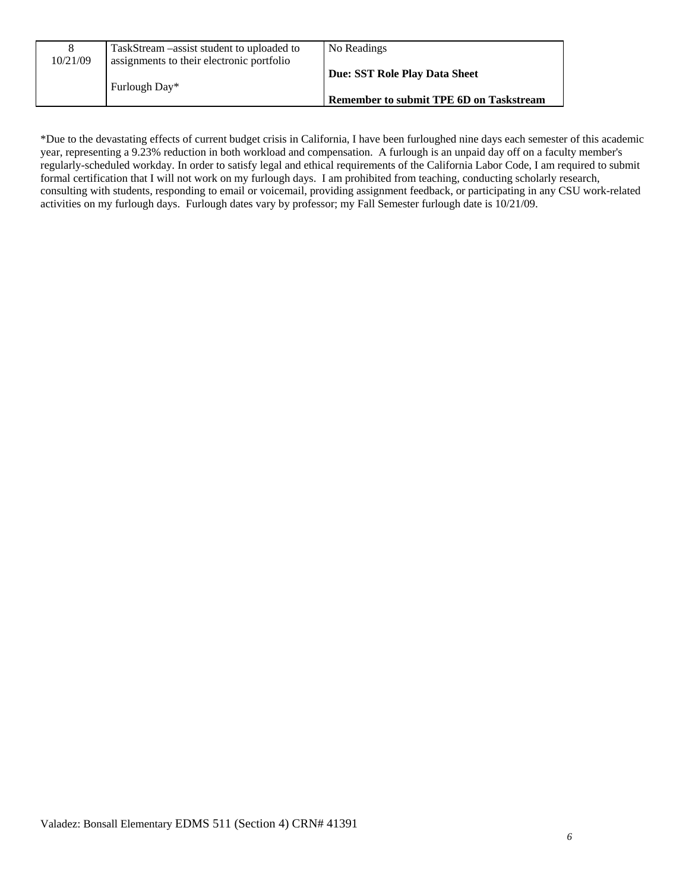| 8<br>10/21/09 | TaskStream –assist student to uploaded to assignments to their electronic portfolio<br><br>Furlough Day* | No Readings<br><br>**Due: SST Role Play Data Sheet**<br><br>**Remember to submit TPE 6D on Taskstream** |
|---|---|---|

*Due to the devastating effects of current budget crisis in California, I have been furloughed nine days each semester of this academic year, representing a 9.23% reduction in both workload and compensation. A furlough is an unpaid day off on a faculty member's regularly-scheduled workday. In order to satisfy legal and ethical requirements of the California Labor Code, I am required to submit formal certification that I will not work on my furlough days. I am prohibited from teaching, conducting scholarly research, consulting with students, responding to email or voicemail, providing assignment feedback, or participating in any CSU work-related activities on my furlough days. Furlough dates vary by professor; my Fall Semester furlough date is 10/21/09.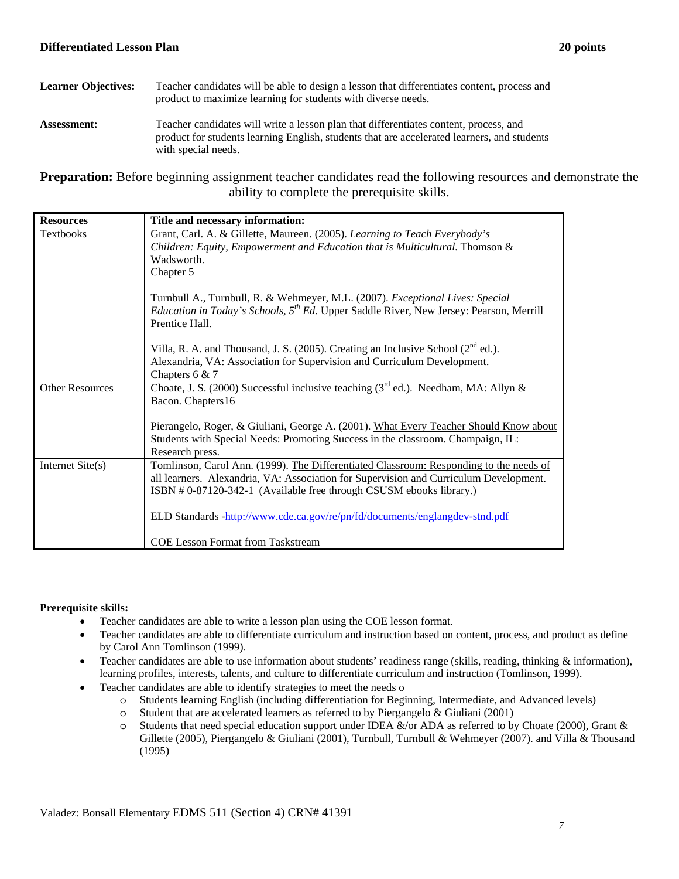## Differentiated Lesson Plan **20 points**

**Learner Objectives:** Teacher candidates will be able to design a lesson that differentiates content, process and product to maximize learning for students with diverse needs.

**Assessment:** Teacher candidates will write a lesson plan that differentiates content, process, and product for students learning English, students that are accelerated learners, and students with special needs.

**Preparation:** Before beginning assignment teacher candidates read the following resources and demonstrate the ability to complete the prerequisite skills.

| Resources | Title and necessary information: |
|---|---|
| Textbooks | Grant, Carl. A. & Gillette, Maureen. (2005). *Learning to Teach Everybody's Children: Equity, Empowerment and Education that is Multicultural.* Thomson & Wadsworth.<br>Chapter 5<br><br>Turnbull A., Turnbull, R. & Wehmeyer, M.L. (2007). *Exceptional Lives: Special Education in Today's Schools, 5th Ed*. Upper Saddle River, New Jersey: Pearson, Merrill Prentice Hall.<br><br>Villa, R. A. and Thousand, J. S. (2005). Creating an Inclusive School (2nd ed.). Alexandria, VA: Association for Supervision and Curriculum Development.<br>Chapters 6 & 7 |
| Other Resources | Choate, J. S. (2000) Successful inclusive teaching (3rd ed.). Needham, MA: Allyn & Bacon. Chapters16<br><br>Pierangelo, Roger, & Giuliani, George A. (2001). What Every Teacher Should Know about Students with Special Needs: Promoting Success in the classroom. Champaign, IL: Research press. |
| Internet Site(s) | Tomlinson, Carol Ann. (1999). The Differentiated Classroom: Responding to the needs of all learners. Alexandria, VA: Association for Supervision and Curriculum Development. ISBN # 0-87120-342-1 (Available free through CSUSM ebooks library.)<br><br>ELD Standards -http://www.cde.ca.gov/re/pn/fd/documents/englangdev-stnd.pdf<br><br>COE Lesson Format from Taskstream |

**Prerequisite skills:**

- Teacher candidates are able to write a lesson plan using the COE lesson format.
- Teacher candidates are able to differentiate curriculum and instruction based on content, process, and product as define by Carol Ann Tomlinson (1999).
- Teacher candidates are able to use information about students' readiness range (skills, reading, thinking & information), learning profiles, interests, talents, and culture to differentiate curriculum and instruction (Tomlinson, 1999).
- Teacher candidates are able to identify strategies to meet the needs o
  - Students learning English (including differentiation for Beginning, Intermediate, and Advanced levels)
  - Student that are accelerated learners as referred to by Piergangelo & Giuliani (2001)
  - Students that need special education support under IDEA &/or ADA as referred to by Choate (2000), Grant & Gillette (2005), Piergangelo & Giuliani (2001), Turnbull, Turnbull & Wehmeyer (2007). and Villa & Thousand (1995)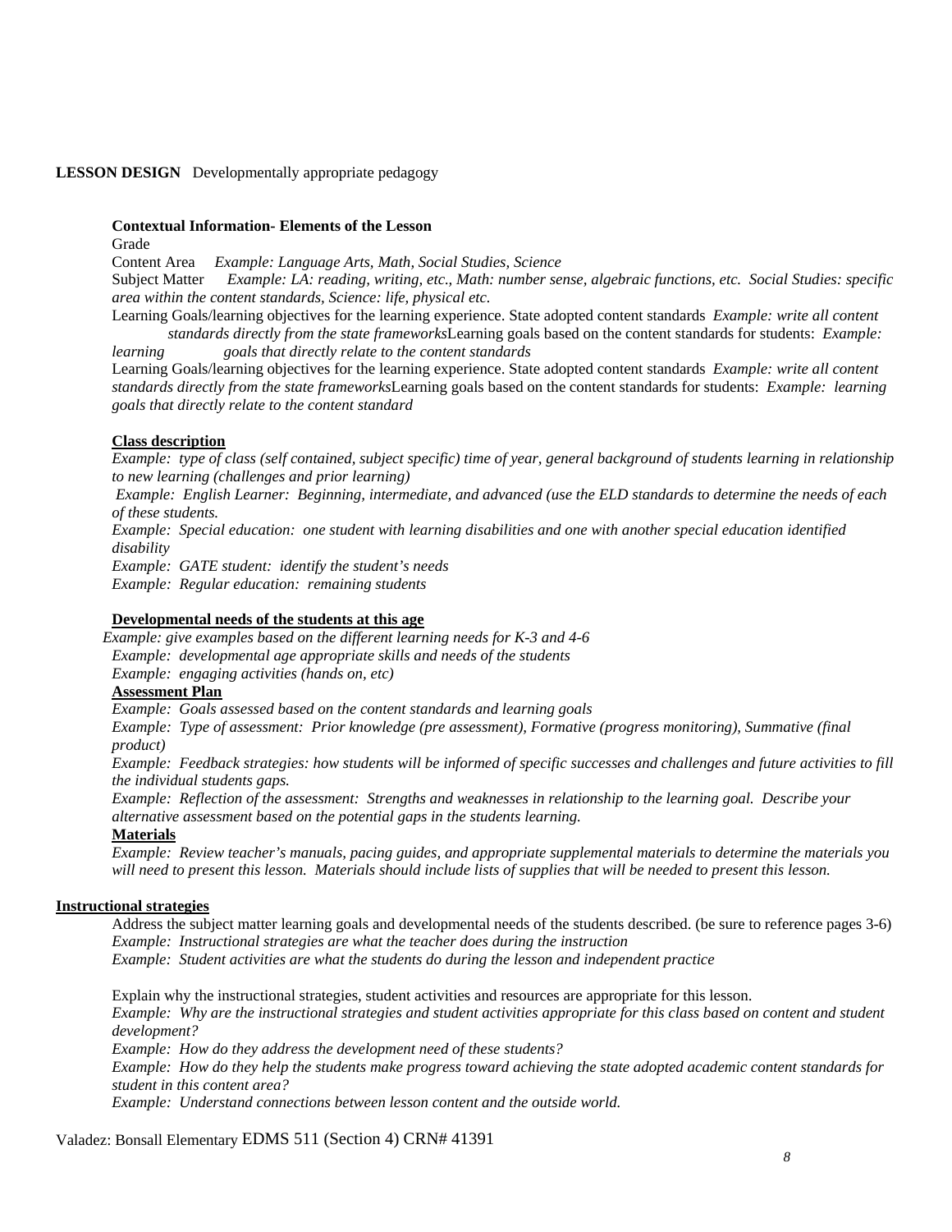**LESSON DESIGN** Developmentally appropriate pedagogy

**Contextual Information- Elements of the Lesson**

Grade

Content Area *Example: Language Arts, Math, Social Studies, Science*

Subject Matter *Example: LA: reading, writing, etc., Math: number sense, algebraic functions, etc. Social Studies: specific area within the content standards, Science: life, physical etc.*

Learning Goals/learning objectives for the learning experience. State adopted content standards *Example: write all content standards directly from the state frameworks*Learning goals based on the content standards for students: *Example: learning goals that directly relate to the content standards*

Learning Goals/learning objectives for the learning experience. State adopted content standards *Example: write all content standards directly from the state frameworks*Learning goals based on the content standards for students: *Example: learning goals that directly relate to the content standard*

**Class description**

*Example: type of class (self contained, subject specific) time of year, general background of students learning in relationship to new learning (challenges and prior learning)*

*Example: English Learner: Beginning, intermediate, and advanced (use the ELD standards to determine the needs of each of these students.*

*Example: Special education: one student with learning disabilities and one with another special education identified disability*

*Example: GATE student: identify the student's needs*

*Example: Regular education: remaining students*

**Developmental needs of the students at this age**

*Example: give examples based on the different learning needs for K-3 and 4-6*

*Example: developmental age appropriate skills and needs of the students*

*Example: engaging activities (hands on, etc)*

**Assessment Plan**

*Example: Goals assessed based on the content standards and learning goals*

*Example: Type of assessment: Prior knowledge (pre assessment), Formative (progress monitoring), Summative (final product)*

*Example: Feedback strategies: how students will be informed of specific successes and challenges and future activities to fill the individual students gaps.*

*Example: Reflection of the assessment: Strengths and weaknesses in relationship to the learning goal. Describe your alternative assessment based on the potential gaps in the students learning.*

**Materials**

*Example: Review teacher's manuals, pacing guides, and appropriate supplemental materials to determine the materials you will need to present this lesson. Materials should include lists of supplies that will be needed to present this lesson.*

**Instructional strategies**

Address the subject matter learning goals and developmental needs of the students described. (be sure to reference pages 3-6)

*Example: Instructional strategies are what the teacher does during the instruction*

*Example: Student activities are what the students do during the lesson and independent practice*

Explain why the instructional strategies, student activities and resources are appropriate for this lesson.

*Example: Why are the instructional strategies and student activities appropriate for this class based on content and student development?*

*Example: How do they address the development need of these students?*

*Example: How do they help the students make progress toward achieving the state adopted academic content standards for student in this content area?*

*Example: Understand connections between lesson content and the outside world.*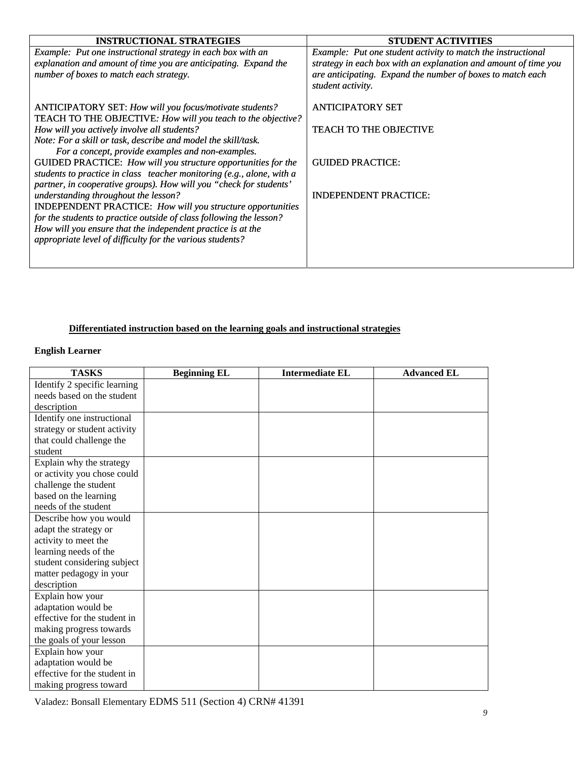| INSTRUCTIONAL STRATEGIES | STUDENT ACTIVITIES |
|---|---|
| *Example: Put one instructional strategy in each box with an explanation and amount of time you are anticipating. Expand the number of boxes to match each strategy.*<br><br>ANTICIPATORY SET: *How will you focus/motivate students?*<br>TEACH TO THE OBJECTIVE*: How will you teach to the objective? How will you actively involve all students?*<br>*Note: For a skill or task, describe and model the skill/task. For a concept, provide examples and non-examples.*<br>GUIDED PRACTICE: *How will you structure opportunities for the students to practice in class teacher monitoring (e.g., alone, with a partner, in cooperative groups). How will you "check for students' understanding throughout the lesson?*<br>INDEPENDENT PRACTICE: *How will you structure opportunities for the students to practice outside of class following the lesson? How will you ensure that the independent practice is at the appropriate level of difficulty for the various students?* | *Example: Put one student activity to match the instructional strategy in each box with an explanation and amount of time you are anticipating. Expand the number of boxes to match each student activity.*<br><br>ANTICIPATORY SET<br><br>TEACH TO THE OBJECTIVE<br><br>GUIDED PRACTICE:<br><br>INDEPENDENT PRACTICE: |

**Differentiated instruction based on the learning goals and instructional strategies**

**English Learner**

| TASKS | Beginning EL | Intermediate EL | Advanced EL |
|---|---|---|---|
| Identify 2 specific learning needs based on the student description | | | |
| Identify one instructional strategy or student activity that could challenge the student | | | |
| Explain why the strategy or activity you chose could challenge the student based on the learning needs of the student | | | |
| Describe how you would adapt the strategy or activity to meet the learning needs of the student considering subject matter pedagogy in your description | | | |
| Explain how your adaptation would be effective for the student in making progress towards the goals of your lesson | | | |
| Explain how your adaptation would be effective for the student in making progress toward | | | |

Valadez: Bonsall Elementary EDMS 511 (Section 4) CRN# 41391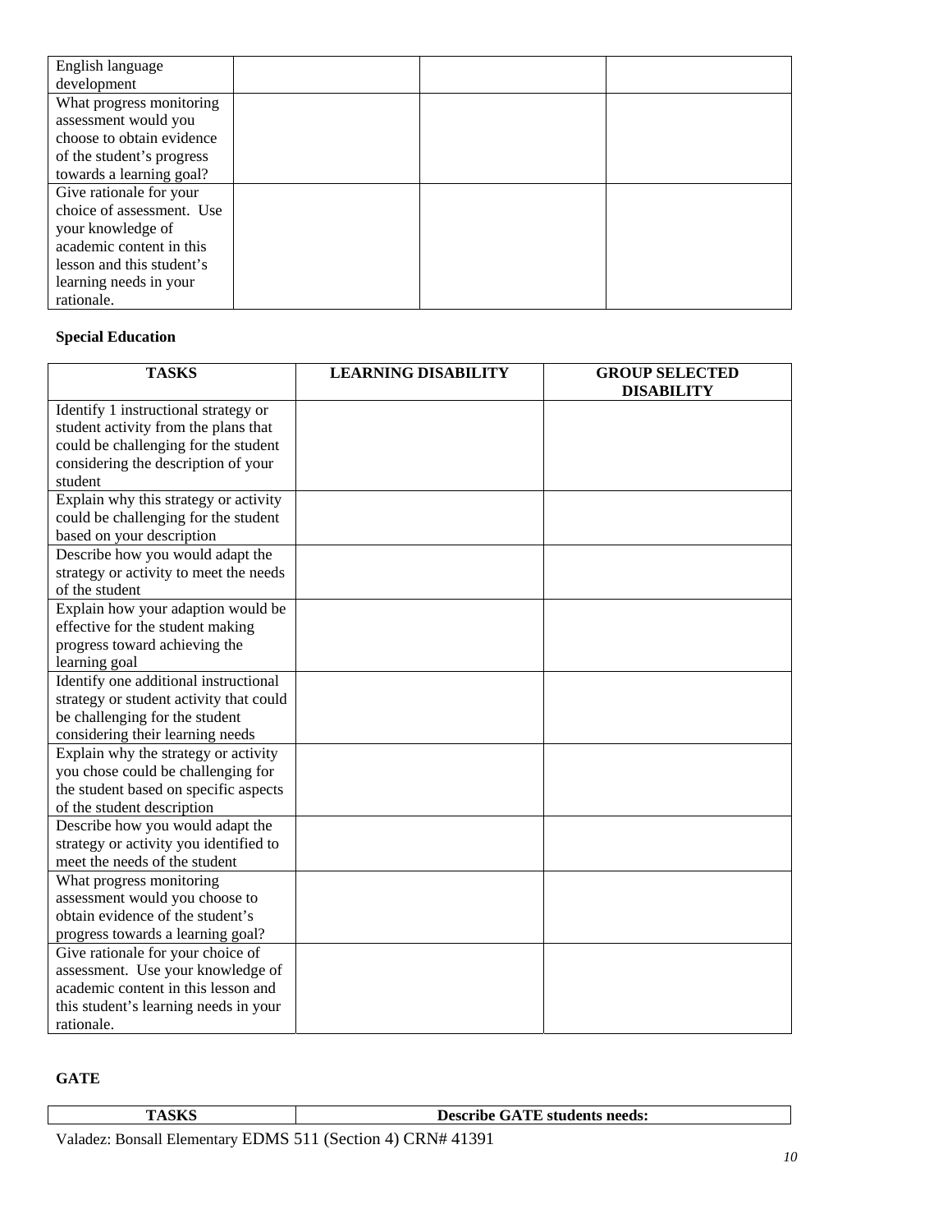| | | | |
|---|---|---|---|
| English language development | | | |
| What progress monitoring assessment would you choose to obtain evidence of the student's progress towards a learning goal? | | | |
| Give rationale for your choice of assessment. Use your knowledge of academic content in this lesson and this student's learning needs in your rationale. | | | |

**Special Education**

| TASKS | LEARNING DISABILITY | GROUP SELECTED DISABILITY |
|---|---|---|
| Identify 1 instructional strategy or student activity from the plans that could be challenging for the student considering the description of your student | | |
| Explain why this strategy or activity could be challenging for the student based on your description | | |
| Describe how you would adapt the strategy or activity to meet the needs of the student | | |
| Explain how your adaption would be effective for the student making progress toward achieving the learning goal | | |
| Identify one additional instructional strategy or student activity that could be challenging for the student considering their learning needs | | |
| Explain why the strategy or activity you chose could be challenging for the student based on specific aspects of the student description | | |
| Describe how you would adapt the strategy or activity you identified to meet the needs of the student | | |
| What progress monitoring assessment would you choose to obtain evidence of the student's progress towards a learning goal? | | |
| Give rationale for your choice of assessment. Use your knowledge of academic content in this lesson and this student's learning needs in your rationale. | | |

**GATE**

| TASKS | Describe GATE students needs: |
|---|---|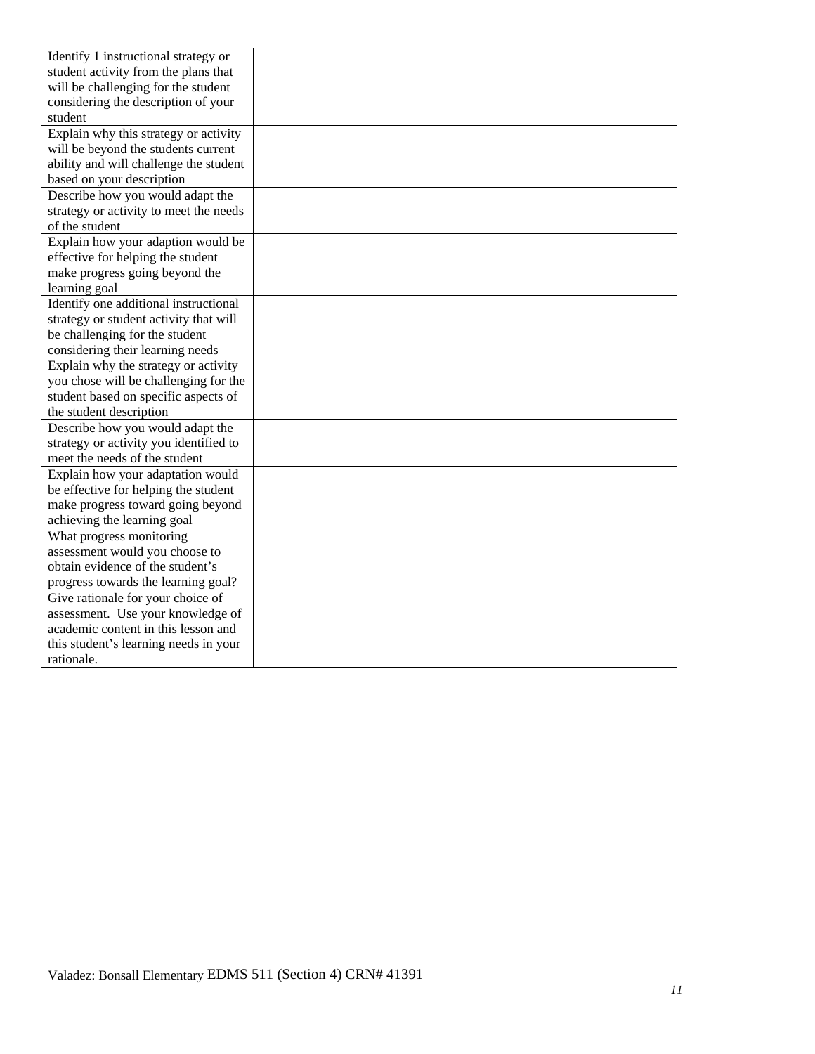| | |
|---|---|
| Identify 1 instructional strategy or student activity from the plans that will be challenging for the student considering the description of your student | |
| Explain why this strategy or activity will be beyond the students current ability and will challenge the student based on your description | |
| Describe how you would adapt the strategy or activity to meet the needs of the student | |
| Explain how your adaption would be effective for helping the student make progress going beyond the learning goal | |
| Identify one additional instructional strategy or student activity that will be challenging for the student considering their learning needs | |
| Explain why the strategy or activity you chose will be challenging for the student based on specific aspects of the student description | |
| Describe how you would adapt the strategy or activity you identified to meet the needs of the student | |
| Explain how your adaptation would be effective for helping the student make progress toward going beyond achieving the learning goal | |
| What progress monitoring assessment would you choose to obtain evidence of the student's progress towards the learning goal? | |
| Give rationale for your choice of assessment. Use your knowledge of academic content in this lesson and this student's learning needs in your rationale. | |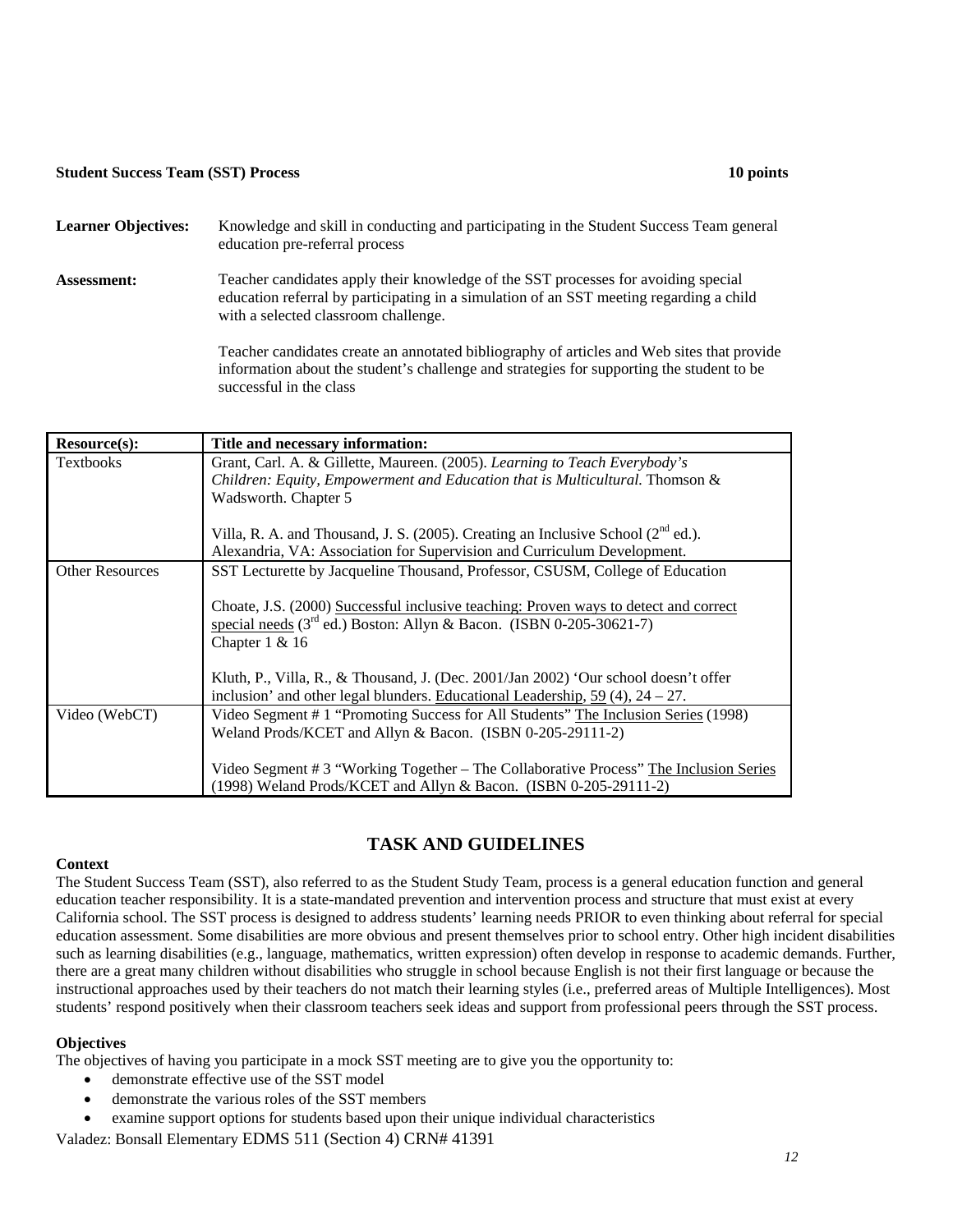**Student Success Team (SST) Process** **10 points**

**Learner Objectives:** Knowledge and skill in conducting and participating in the Student Success Team general education pre-referral process

**Assessment:** Teacher candidates apply their knowledge of the SST processes for avoiding special education referral by participating in a simulation of an SST meeting regarding a child with a selected classroom challenge.

Teacher candidates create an annotated bibliography of articles and Web sites that provide information about the student's challenge and strategies for supporting the student to be successful in the class

| Resource(s): | Title and necessary information: |
|---|---|
| Textbooks | Grant, Carl. A. & Gillette, Maureen. (2005). *Learning to Teach Everybody's Children: Equity, Empowerment and Education that is Multicultural.* Thomson & Wadsworth. Chapter 5<br><br>Villa, R. A. and Thousand, J. S. (2005). Creating an Inclusive School (2nd ed.). Alexandria, VA: Association for Supervision and Curriculum Development. |
| Other Resources | SST Lecturette by Jacqueline Thousand, Professor, CSUSM, College of Education<br><br>Choate, J.S. (2000) Successful inclusive teaching: Proven ways to detect and correct special needs (3rd ed.) Boston: Allyn & Bacon. (ISBN 0-205-30621-7) Chapter 1 & 16<br><br>Kluth, P., Villa, R., & Thousand, J. (Dec. 2001/Jan 2002) 'Our school doesn't offer inclusion' and other legal blunders. Educational Leadership, 59 (4), 24 – 27. |
| Video (WebCT) | Video Segment # 1 "Promoting Success for All Students" The Inclusion Series (1998) Weland Prods/KCET and Allyn & Bacon. (ISBN 0-205-29111-2)<br><br>Video Segment # 3 "Working Together – The Collaborative Process" The Inclusion Series (1998) Weland Prods/KCET and Allyn & Bacon. (ISBN 0-205-29111-2) |

## TASK AND GUIDELINES

**Context**

The Student Success Team (SST), also referred to as the Student Study Team, process is a general education function and general education teacher responsibility. It is a state-mandated prevention and intervention process and structure that must exist at every California school. The SST process is designed to address students' learning needs PRIOR to even thinking about referral for special education assessment. Some disabilities are more obvious and present themselves prior to school entry. Other high incident disabilities such as learning disabilities (e.g., language, mathematics, written expression) often develop in response to academic demands. Further, there are a great many children without disabilities who struggle in school because English is not their first language or because the instructional approaches used by their teachers do not match their learning styles (i.e., preferred areas of Multiple Intelligences). Most students' respond positively when their classroom teachers seek ideas and support from professional peers through the SST process.

**Objectives**

The objectives of having you participate in a mock SST meeting are to give you the opportunity to:

- demonstrate effective use of the SST model
- demonstrate the various roles of the SST members
- examine support options for students based upon their unique individual characteristics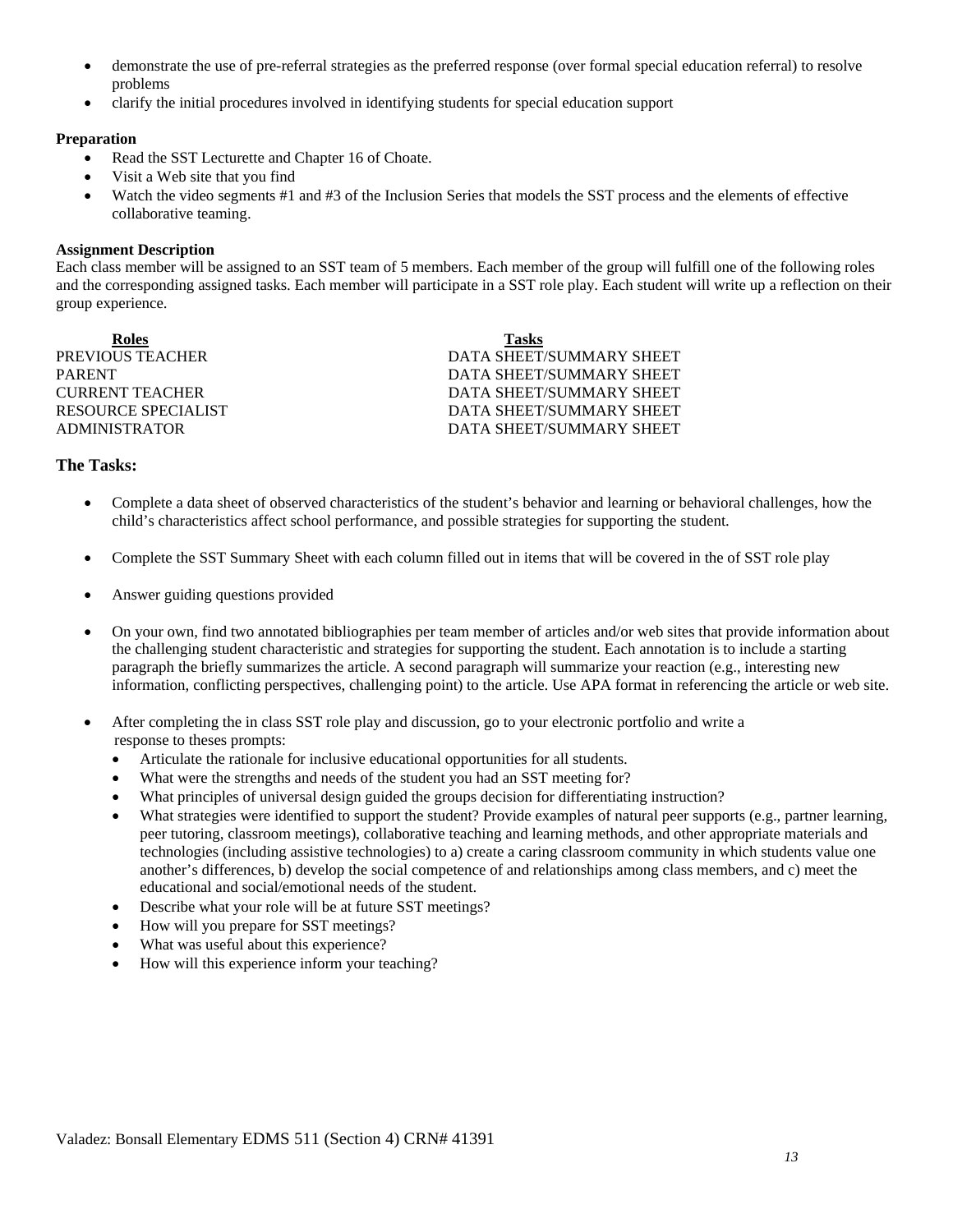- demonstrate the use of pre-referral strategies as the preferred response (over formal special education referral) to resolve problems
- clarify the initial procedures involved in identifying students for special education support

**Preparation**

- Read the SST Lecturette and Chapter 16 of Choate.
- Visit a Web site that you find
- Watch the video segments #1 and #3 of the Inclusion Series that models the SST process and the elements of effective collaborative teaming.

**Assignment Description**

Each class member will be assigned to an SST team of 5 members. Each member of the group will fulfill one of the following roles and the corresponding assigned tasks. Each member will participate in a SST role play. Each student will write up a reflection on their group experience.

| Roles | Tasks |
| --- | --- |
| PREVIOUS TEACHER | DATA SHEET/SUMMARY SHEET |
| PARENT | DATA SHEET/SUMMARY SHEET |
| CURRENT TEACHER | DATA SHEET/SUMMARY SHEET |
| RESOURCE SPECIALIST | DATA SHEET/SUMMARY SHEET |
| ADMINISTRATOR | DATA SHEET/SUMMARY SHEET |

### The Tasks:

- Complete a data sheet of observed characteristics of the student's behavior and learning or behavioral challenges, how the child's characteristics affect school performance, and possible strategies for supporting the student.

- Complete the SST Summary Sheet with each column filled out in items that will be covered in the of SST role play

- Answer guiding questions provided

- On your own, find two annotated bibliographies per team member of articles and/or web sites that provide information about the challenging student characteristic and strategies for supporting the student. Each annotation is to include a starting paragraph the briefly summarizes the article. A second paragraph will summarize your reaction (e.g., interesting new information, conflicting perspectives, challenging point) to the article. Use APA format in referencing the article or web site.

- After completing the in class SST role play and discussion, go to your electronic portfolio and write a response to theses prompts:
  - Articulate the rationale for inclusive educational opportunities for all students.
  - What were the strengths and needs of the student you had an SST meeting for?
  - What principles of universal design guided the groups decision for differentiating instruction?
  - What strategies were identified to support the student? Provide examples of natural peer supports (e.g., partner learning, peer tutoring, classroom meetings), collaborative teaching and learning methods, and other appropriate materials and technologies (including assistive technologies) to a) create a caring classroom community in which students value one another's differences, b) develop the social competence of and relationships among class members, and c) meet the educational and social/emotional needs of the student.
  - Describe what your role will be at future SST meetings?
  - How will you prepare for SST meetings?
  - What was useful about this experience?
  - How will this experience inform your teaching?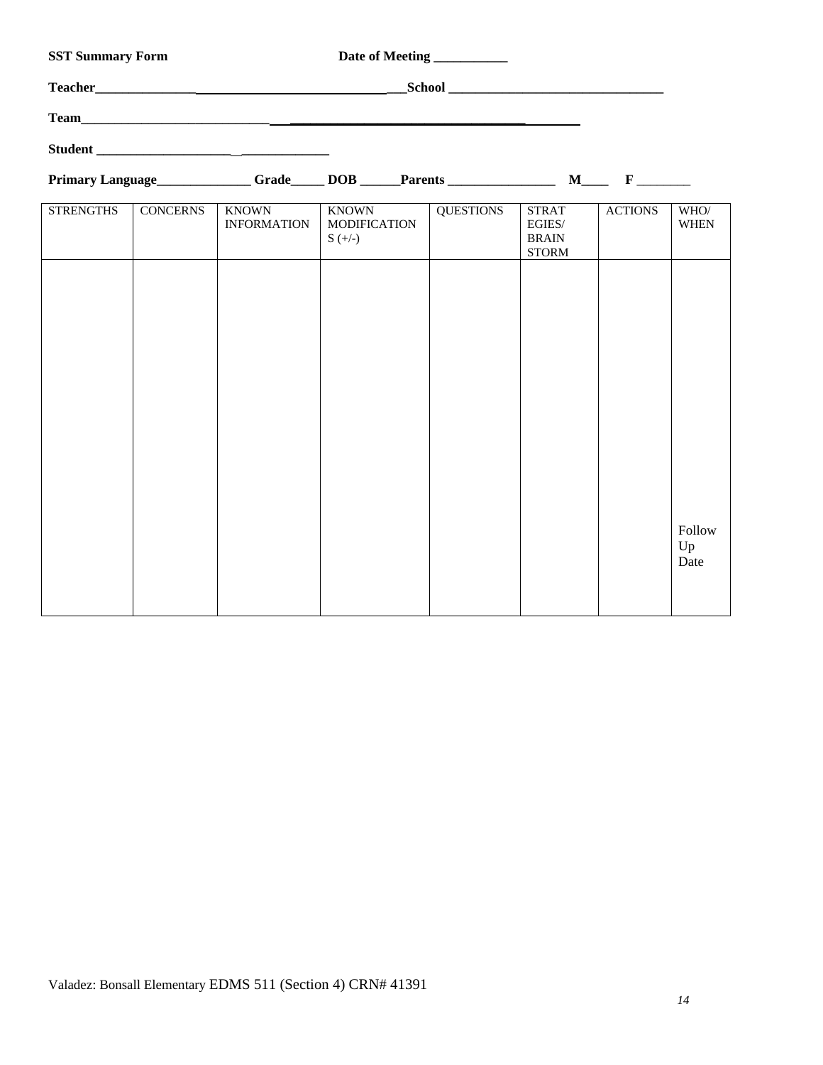**SST Summary Form** **Date of Meeting ___________**

**Teacher________________________________________________School _________________________________**

**Team_____________________________________________________________________**

**Student ____________________________________**

**Primary Language______________ Grade_____ DOB ______Parents ________________ M____ F ________**

| STRENGTHS | CONCERNS | KNOWN INFORMATION | KNOWN MODIFICATIONS (+/-) | QUESTIONS | STRATEGIES/ BRAIN STORM | ACTIONS | WHO/ WHEN |
|---|---|---|---|---|---|---|---|
| | | | | | | | Follow Up Date |

Valadez: Bonsall Elementary EDMS 511 (Section 4) CRN# 41391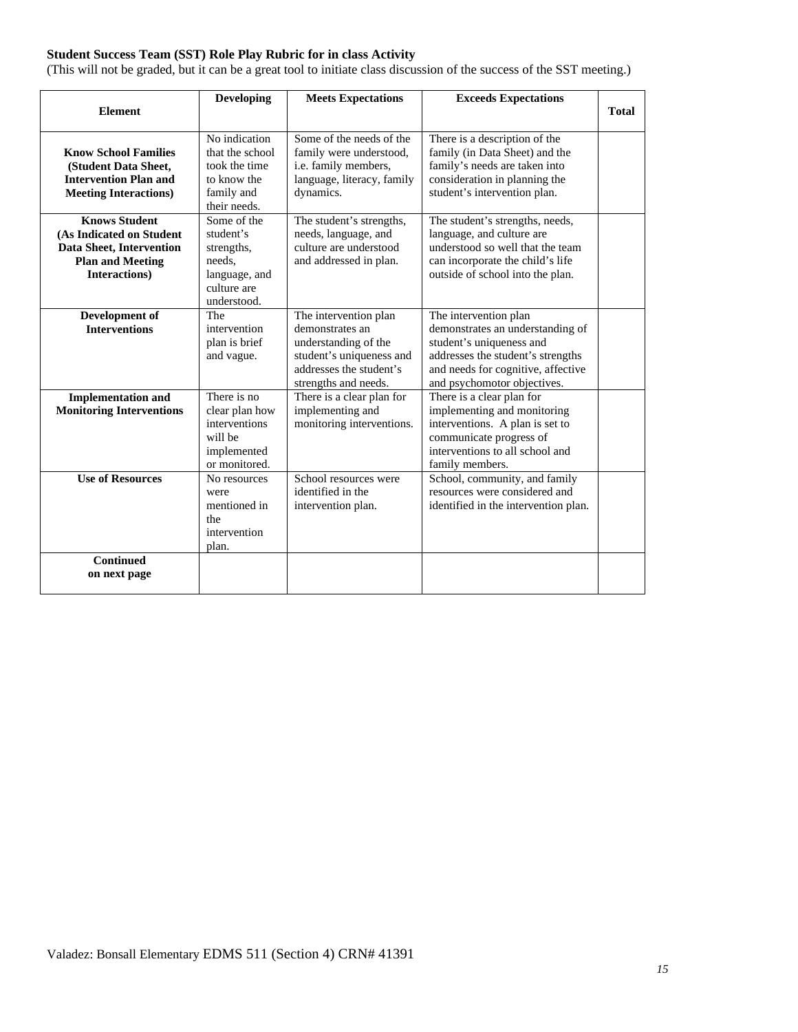**Student Success Team (SST) Role Play Rubric for in class Activity**
(This will not be graded, but it can be a great tool to initiate class discussion of the success of the SST meeting.)

| Element | Developing | Meets Expectations | Exceeds Expectations | Total |
|---|---|---|---|---|
| **Know School Families (Student Data Sheet, Intervention Plan and Meeting Interactions)** | No indication that the school took the time to know the family and their needs. | Some of the needs of the family were understood, i.e. family members, language, literacy, family dynamics. | There is a description of the family (in Data Sheet) and the family's needs are taken into consideration in planning the student's intervention plan. | |
| **Knows Student (As Indicated on Student Data Sheet, Intervention Plan and Meeting Interactions)** | Some of the student's strengths, needs, language, and culture are understood. | The student's strengths, needs, language, and culture are understood and addressed in plan. | The student's strengths, needs, language, and culture are understood so well that the team can incorporate the child's life outside of school into the plan. | |
| **Development of Interventions** | The intervention plan is brief and vague. | The intervention plan demonstrates an understanding of the student's uniqueness and addresses the student's strengths and needs. | The intervention plan demonstrates an understanding of student's uniqueness and addresses the student's strengths and needs for cognitive, affective and psychomotor objectives. | |
| **Implementation and Monitoring Interventions** | There is no clear plan how interventions will be implemented or monitored. | There is a clear plan for implementing and monitoring interventions. | There is a clear plan for implementing and monitoring interventions. A plan is set to communicate progress of interventions to all school and family members. | |
| **Use of Resources** | No resources were mentioned in the intervention plan. | School resources were identified in the intervention plan. | School, community, and family resources were considered and identified in the intervention plan. | |
| **Continued on next page** | | | | |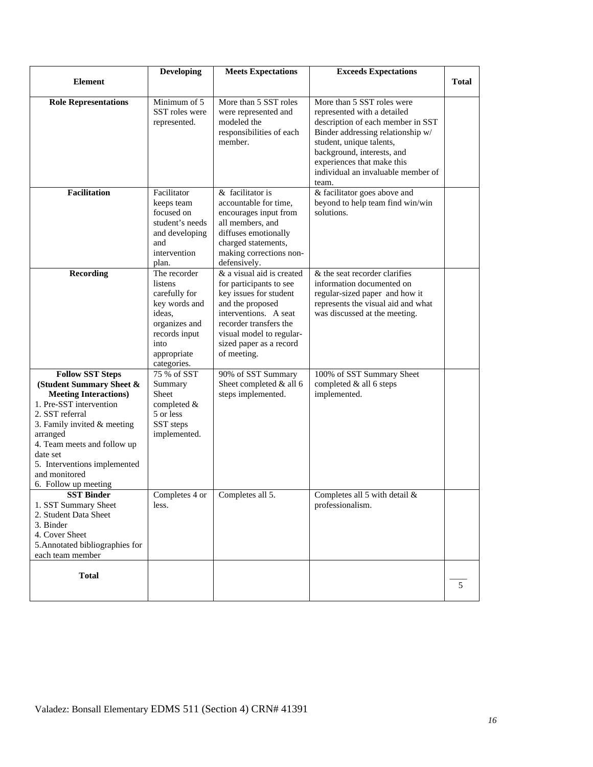| Element | Developing | Meets Expectations | Exceeds Expectations | Total |
|---|---|---|---|---|
| **Role Representations** | Minimum of 5 SST roles were represented. | More than 5 SST roles were represented and modeled the responsibilities of each member. | More than 5 SST roles were represented with a detailed description of each member in SST Binder addressing relationship w/ student, unique talents, background, interests, and experiences that make this individual an invaluable member of team. | |
| **Facilitation** | Facilitator keeps team focused on student's needs and developing and intervention plan. | & facilitator is accountable for time, encourages input from all members, and diffuses emotionally charged statements, making corrections non-defensively. | & facilitator goes above and beyond to help team find win/win solutions. | |
| **Recording** | The recorder listens carefully for key words and ideas, organizes and records input into appropriate categories. | & a visual aid is created for participants to see key issues for student and the proposed interventions. A seat recorder transfers the visual model to regular-sized paper as a record of meeting. | & the seat recorder clarifies information documented on regular-sized paper and how it represents the visual aid and what was discussed at the meeting. | |
| **Follow SST Steps (Student Summary Sheet & Meeting Interactions)**<br>1. Pre-SST intervention<br>2. SST referral<br>3. Family invited & meeting arranged<br>4. Team meets and follow up date set<br>5. Interventions implemented and monitored<br>6. Follow up meeting | 75 % of SST Summary Sheet completed & 5 or less SST steps implemented. | 90% of SST Summary Sheet completed & all 6 steps implemented. | 100% of SST Summary Sheet completed & all 6 steps implemented. | |
| **SST Binder**<br>1. SST Summary Sheet<br>2. Student Data Sheet<br>3. Binder<br>4. Cover Sheet<br>5. Annotated bibliographies for each team member | Completes 4 or less. | Completes all 5. | Completes all 5 with detail & professionalism. | |
| **Total** | | | | ____<br>5 |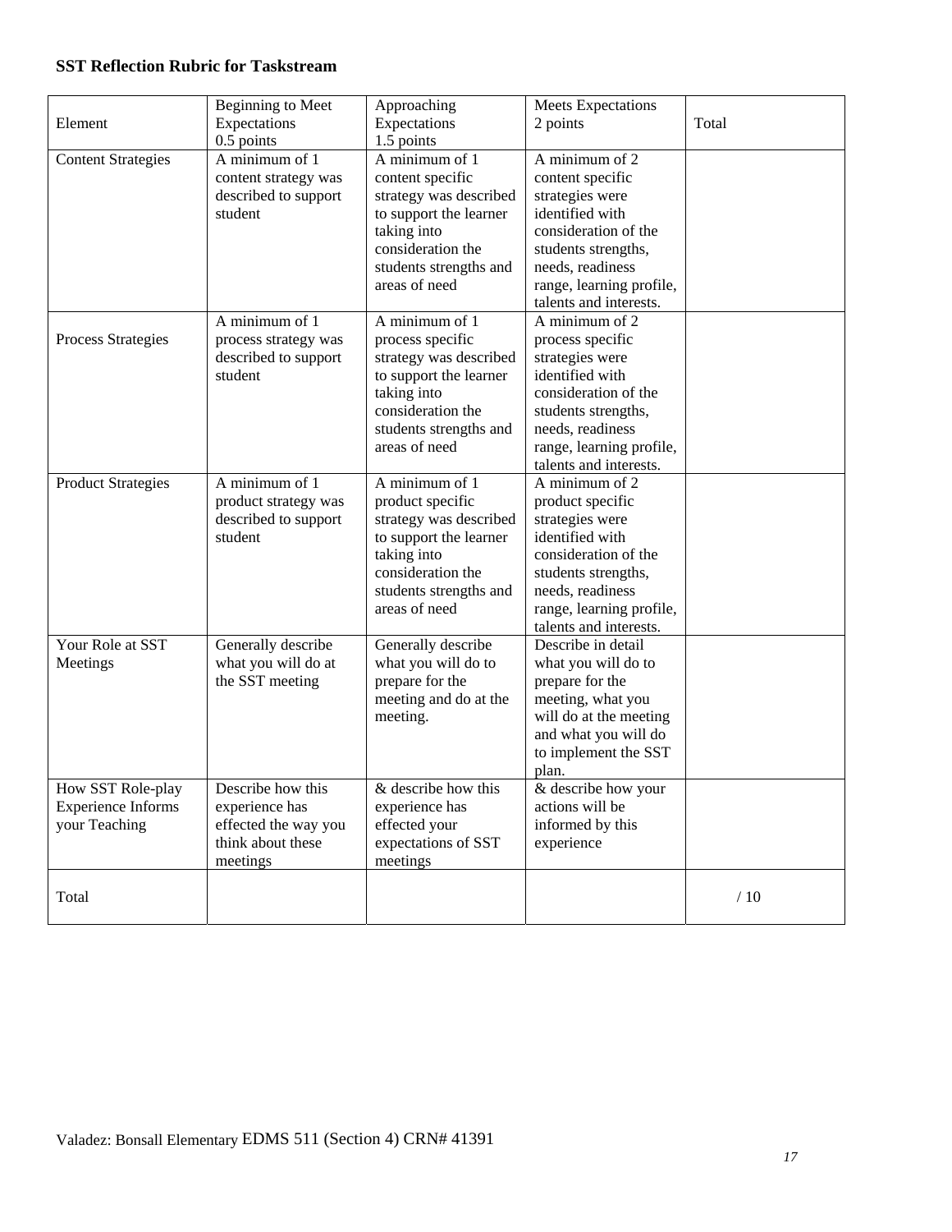**SST Reflection Rubric for Taskstream**

| Element | Beginning to Meet Expectations 0.5 points | Approaching Expectations 1.5 points | Meets Expectations 2 points | Total |
|---|---|---|---|---|
| Content Strategies | A minimum of 1 content strategy was described to support student | A minimum of 1 content specific strategy was described to support the learner taking into consideration the students strengths and areas of need | A minimum of 2 content specific strategies were identified with consideration of the students strengths, needs, readiness range, learning profile, talents and interests. | |
| Process Strategies | A minimum of 1 process strategy was described to support student | A minimum of 1 process specific strategy was described to support the learner taking into consideration the students strengths and areas of need | A minimum of 2 process specific strategies were identified with consideration of the students strengths, needs, readiness range, learning profile, talents and interests. | |
| Product Strategies | A minimum of 1 product strategy was described to support student | A minimum of 1 product specific strategy was described to support the learner taking into consideration the students strengths and areas of need | A minimum of 2 product specific strategies were identified with consideration of the students strengths, needs, readiness range, learning profile, talents and interests. | |
| Your Role at SST Meetings | Generally describe what you will do at the SST meeting | Generally describe what you will do to prepare for the meeting and do at the meeting. | Describe in detail what you will do to prepare for the meeting, what you will do at the meeting and what you will do to implement the SST plan. | |
| How SST Role-play Experience Informs your Teaching | Describe how this experience has effected the way you think about these meetings | & describe how this experience has effected your expectations of SST meetings | & describe how your actions will be informed by this experience | |
| Total | | | | / 10 |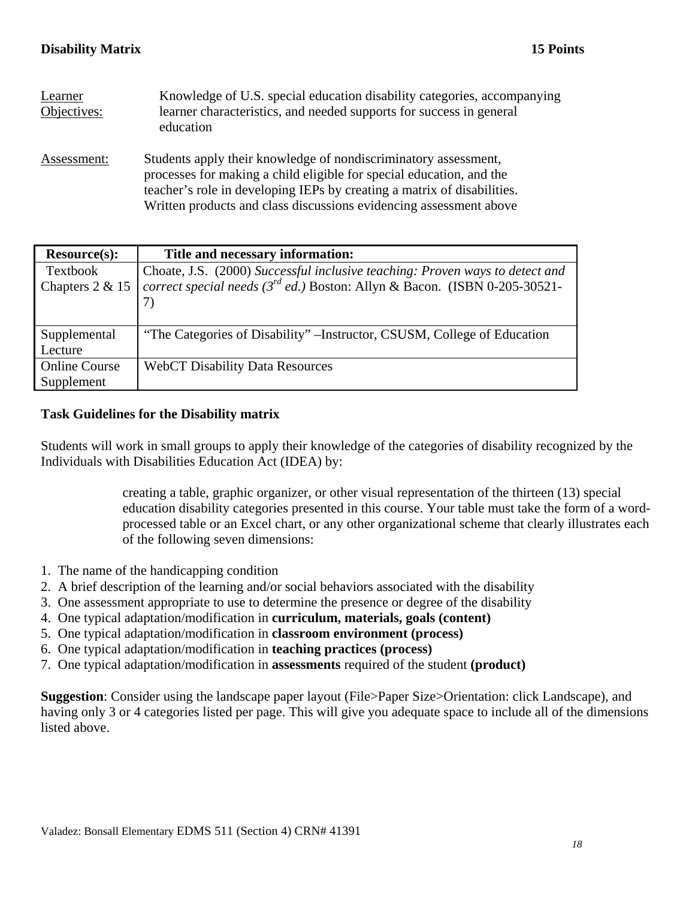**Disability Matrix** **15 Points**

Learner Objectives: Knowledge of U.S. special education disability categories, accompanying learner characteristics, and needed supports for success in general education

Assessment: Students apply their knowledge of nondiscriminatory assessment, processes for making a child eligible for special education, and the teacher's role in developing IEPs by creating a matrix of disabilities. Written products and class discussions evidencing assessment above

| Resource(s): | Title and necessary information: |
|---|---|
| Textbook Chapters 2 & 15 | Choate, J.S. (2000) *Successful inclusive teaching: Proven ways to detect and correct special needs (3rd ed.)* Boston: Allyn & Bacon. (ISBN 0-205-30521-7) |
| Supplemental Lecture | "The Categories of Disability" –Instructor, CSUSM, College of Education |
| Online Course Supplement | WebCT Disability Data Resources |

**Task Guidelines for the Disability matrix**

Students will work in small groups to apply their knowledge of the categories of disability recognized by the Individuals with Disabilities Education Act (IDEA) by:

> creating a table, graphic organizer, or other visual representation of the thirteen (13) special education disability categories presented in this course. Your table must take the form of a word-processed table or an Excel chart, or any other organizational scheme that clearly illustrates each of the following seven dimensions:

1. The name of the handicapping condition
2. A brief description of the learning and/or social behaviors associated with the disability
3. One assessment appropriate to use to determine the presence or degree of the disability
4. One typical adaptation/modification in **curriculum, materials, goals (content)**
5. One typical adaptation/modification in **classroom environment (process)**
6. One typical adaptation/modification in **teaching practices (process)**
7. One typical adaptation/modification in **assessments** required of the student **(product)**

**Suggestion**: Consider using the landscape paper layout (File>Paper Size>Orientation: click Landscape), and having only 3 or 4 categories listed per page. This will give you adequate space to include all of the dimensions listed above.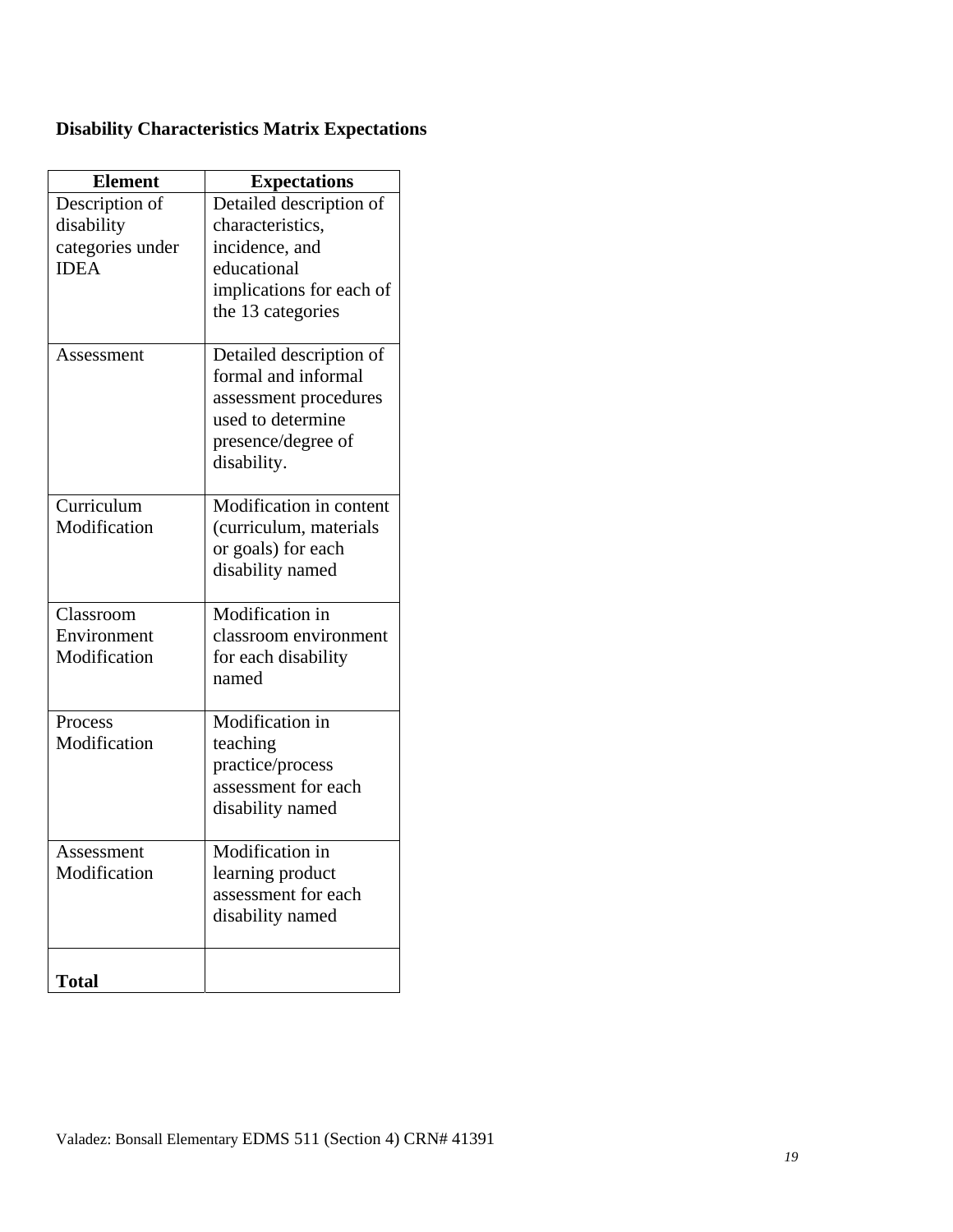**Disability Characteristics Matrix Expectations**

| Element | Expectations |
|---|---|
| Description of disability categories under IDEA | Detailed description of characteristics, incidence, and educational implications for each of the 13 categories |
| Assessment | Detailed description of formal and informal assessment procedures used to determine presence/degree of disability. |
| Curriculum Modification | Modification in content (curriculum, materials or goals) for each disability named |
| Classroom Environment Modification | Modification in classroom environment for each disability named |
| Process Modification | Modification in teaching practice/process assessment for each disability named |
| Assessment Modification | Modification in learning product assessment for each disability named |
| **Total** | |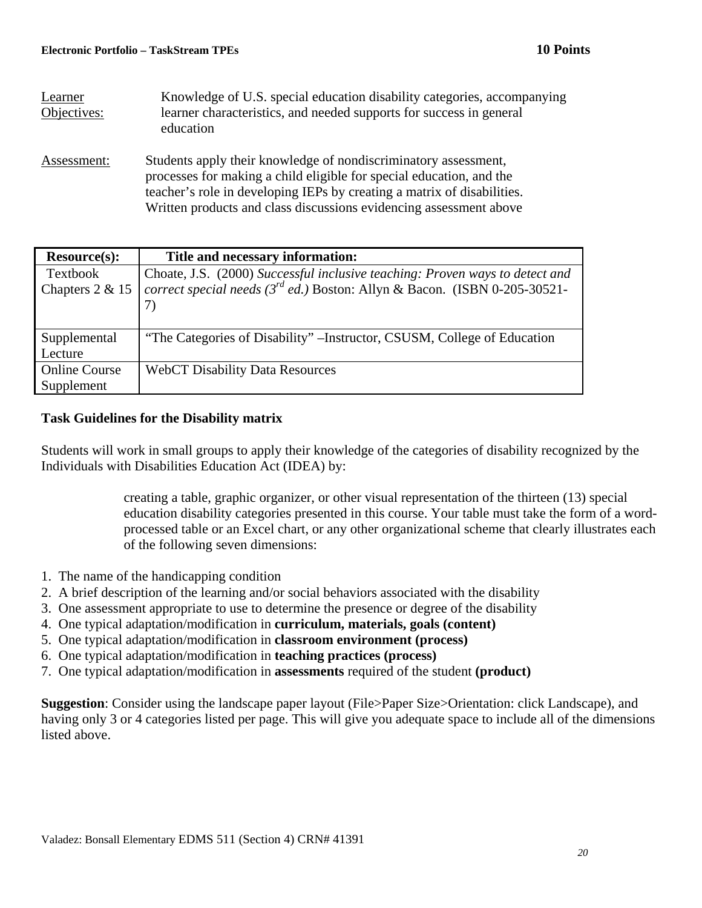**Electronic Portfolio – TaskStream TPEs** **10 Points**

Learner Objectives: Knowledge of U.S. special education disability categories, accompanying learner characteristics, and needed supports for success in general education

Assessment: Students apply their knowledge of nondiscriminatory assessment, processes for making a child eligible for special education, and the teacher's role in developing IEPs by creating a matrix of disabilities. Written products and class discussions evidencing assessment above

| Resource(s): | Title and necessary information: |
|---|---|
| Textbook Chapters 2 & 15 | Choate, J.S. (2000) *Successful inclusive teaching: Proven ways to detect and correct special needs (3rd ed.)* Boston: Allyn & Bacon. (ISBN 0-205-30521-7) |
| Supplemental Lecture | "The Categories of Disability" –Instructor, CSUSM, College of Education |
| Online Course Supplement | WebCT Disability Data Resources |

**Task Guidelines for the Disability matrix**

Students will work in small groups to apply their knowledge of the categories of disability recognized by the Individuals with Disabilities Education Act (IDEA) by:

> creating a table, graphic organizer, or other visual representation of the thirteen (13) special education disability categories presented in this course. Your table must take the form of a word-processed table or an Excel chart, or any other organizational scheme that clearly illustrates each of the following seven dimensions:

1. The name of the handicapping condition
2. A brief description of the learning and/or social behaviors associated with the disability
3. One assessment appropriate to use to determine the presence or degree of the disability
4. One typical adaptation/modification in **curriculum, materials, goals (content)**
5. One typical adaptation/modification in **classroom environment (process)**
6. One typical adaptation/modification in **teaching practices (process)**
7. One typical adaptation/modification in **assessments** required of the student **(product)**

**Suggestion**: Consider using the landscape paper layout (File>Paper Size>Orientation: click Landscape), and having only 3 or 4 categories listed per page. This will give you adequate space to include all of the dimensions listed above.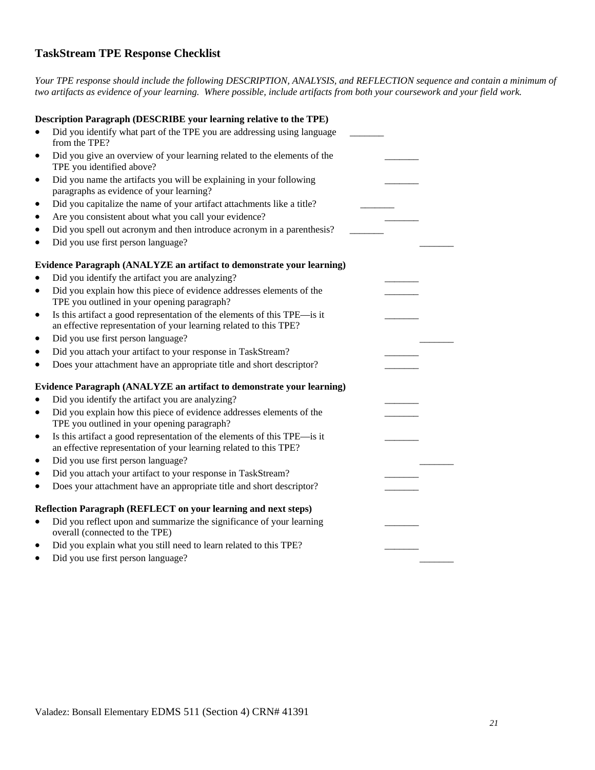## TaskStream TPE Response Checklist

*Your TPE response should include the following DESCRIPTION, ANALYSIS, and REFLECTION sequence and contain a minimum of two artifacts as evidence of your learning. Where possible, include artifacts from both your coursework and your field work.*

**Description Paragraph (DESCRIBE your learning relative to the TPE)**

- Did you identify what part of the TPE you are addressing using language from the TPE? _______
- Did you give an overview of your learning related to the elements of the TPE you identified above? _______
- Did you name the artifacts you will be explaining in your following paragraphs as evidence of your learning? _______
- Did you capitalize the name of your artifact attachments like a title? _______
- Are you consistent about what you call your evidence? _______
- Did you spell out acronym and then introduce acronym in a parenthesis? _______
- Did you use first person language? _______

**Evidence Paragraph (ANALYZE an artifact to demonstrate your learning)**

- Did you identify the artifact you are analyzing? _______
- Did you explain how this piece of evidence addresses elements of the TPE you outlined in your opening paragraph? _______
- Is this artifact a good representation of the elements of this TPE—is it an effective representation of your learning related to this TPE? _______
- Did you use first person language? _______
- Did you attach your artifact to your response in TaskStream? _______
- Does your attachment have an appropriate title and short descriptor? _______

**Evidence Paragraph (ANALYZE an artifact to demonstrate your learning)**

- Did you identify the artifact you are analyzing? _______
- Did you explain how this piece of evidence addresses elements of the TPE you outlined in your opening paragraph? _______
- Is this artifact a good representation of the elements of this TPE—is it an effective representation of your learning related to this TPE? _______
- Did you use first person language? _______
- Did you attach your artifact to your response in TaskStream? _______
- Does your attachment have an appropriate title and short descriptor? _______

**Reflection Paragraph (REFLECT on your learning and next steps)**

- Did you reflect upon and summarize the significance of your learning overall (connected to the TPE) _______
- Did you explain what you still need to learn related to this TPE? _______
- Did you use first person language? _______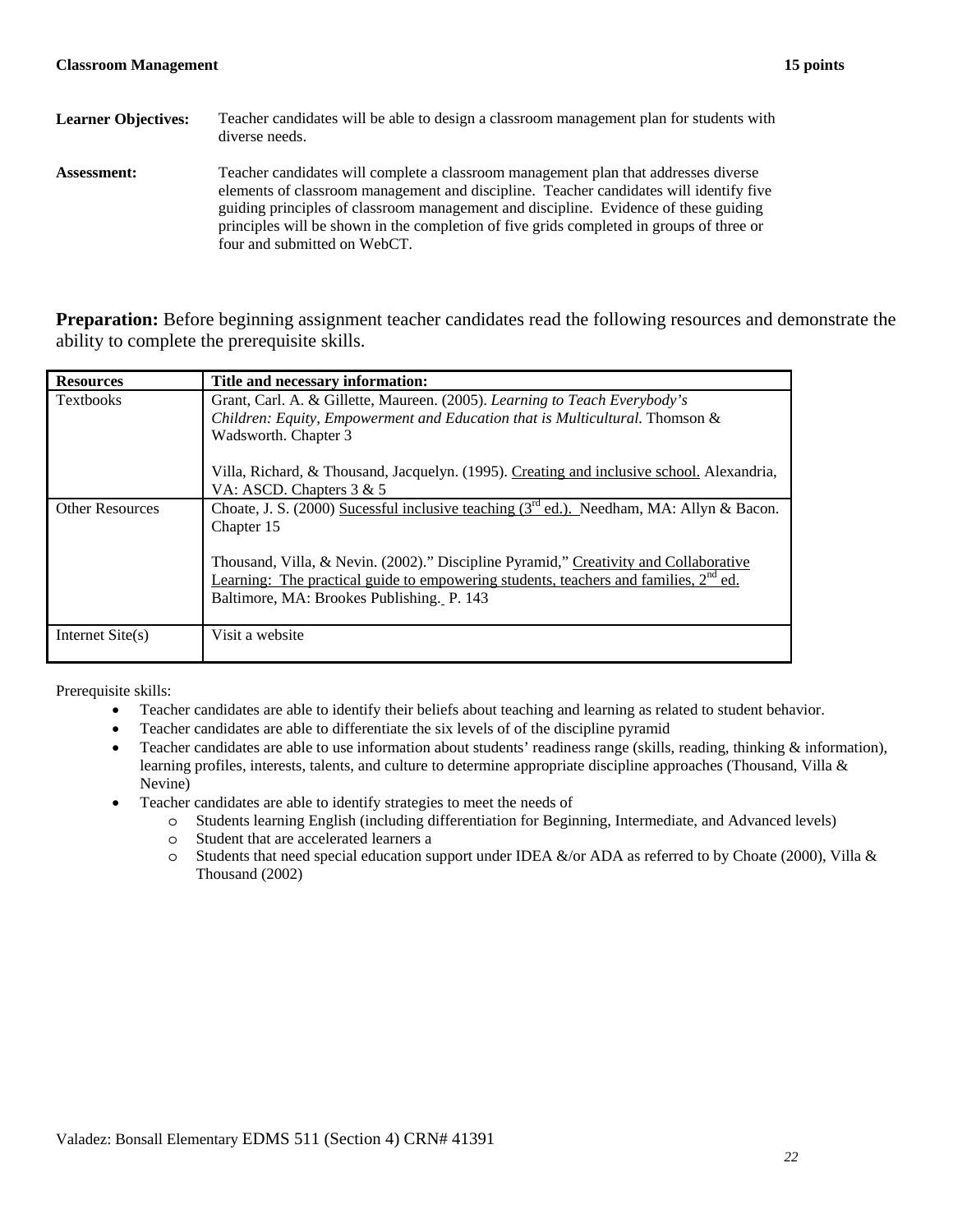**Classroom Management** **15 points**

**Learner Objectives:** Teacher candidates will be able to design a classroom management plan for students with diverse needs.

**Assessment:** Teacher candidates will complete a classroom management plan that addresses diverse elements of classroom management and discipline. Teacher candidates will identify five guiding principles of classroom management and discipline. Evidence of these guiding principles will be shown in the completion of five grids completed in groups of three or four and submitted on WebCT.

**Preparation:** Before beginning assignment teacher candidates read the following resources and demonstrate the ability to complete the prerequisite skills.

| Resources | Title and necessary information: |
|---|---|
| Textbooks | Grant, Carl. A. & Gillette, Maureen. (2005). *Learning to Teach Everybody's Children: Equity, Empowerment and Education that is Multicultural.* Thomson & Wadsworth. Chapter 3<br><br>Villa, Richard, & Thousand, Jacquelyn. (1995). Creating and inclusive school. Alexandria, VA: ASCD. Chapters 3 & 5 |
| Other Resources | Choate, J. S. (2000) Sucessful inclusive teaching (3rd ed.). Needham, MA: Allyn & Bacon. Chapter 15<br><br>Thousand, Villa, & Nevin. (2002)." Discipline Pyramid," Creativity and Collaborative Learning: The practical guide to empowering students, teachers and families, 2nd ed. Baltimore, MA: Brookes Publishing. P. 143 |
| Internet Site(s) | Visit a website |

Prerequisite skills:

- Teacher candidates are able to identify their beliefs about teaching and learning as related to student behavior.
- Teacher candidates are able to differentiate the six levels of of of the discipline pyramid
- Teacher candidates are able to use information about students' readiness range (skills, reading, thinking & information), learning profiles, interests, talents, and culture to determine appropriate discipline approaches (Thousand, Villa & Nevine)
- Teacher candidates are able to identify strategies to meet the needs of
  - Students learning English (including differentiation for Beginning, Intermediate, and Advanced levels)
  - Student that are accelerated learners a
  - Students that need special education support under IDEA &/or ADA as referred to by Choate (2000), Villa & Thousand (2002)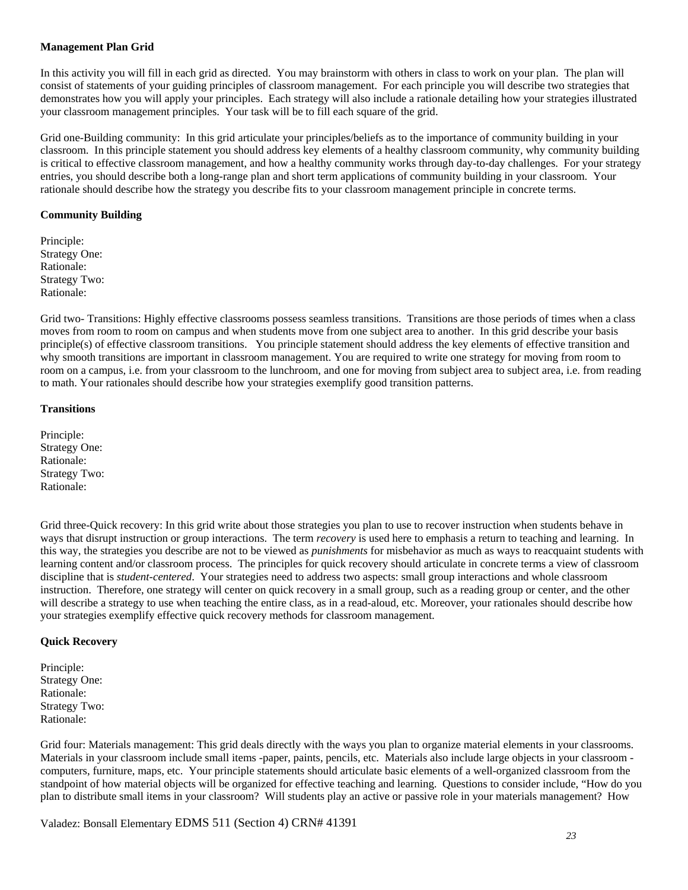**Management Plan Grid**

In this activity you will fill in each grid as directed. You may brainstorm with others in class to work on your plan. The plan will consist of statements of your guiding principles of classroom management. For each principle you will describe two strategies that demonstrates how you will apply your principles. Each strategy will also include a rationale detailing how your strategies illustrated your classroom management principles. Your task will be to fill each square of the grid.

Grid one-Building community: In this grid articulate your principles/beliefs as to the importance of community building in your classroom. In this principle statement you should address key elements of a healthy classroom community, why community building is critical to effective classroom management, and how a healthy community works through day-to-day challenges. For your strategy entries, you should describe both a long-range plan and short term applications of community building in your classroom. Your rationale should describe how the strategy you describe fits to your classroom management principle in concrete terms.

**Community Building**

Principle:
Strategy One:
Rationale:
Strategy Two:
Rationale:

Grid two- Transitions: Highly effective classrooms possess seamless transitions. Transitions are those periods of times when a class moves from room to room on campus and when students move from one subject area to another. In this grid describe your basis principle(s) of effective classroom transitions. You principle statement should address the key elements of effective transition and why smooth transitions are important in classroom management. You are required to write one strategy for moving from room to room on a campus, i.e. from your classroom to the lunchroom, and one for moving from subject area to subject area, i.e. from reading to math. Your rationales should describe how your strategies exemplify good transition patterns.

**Transitions**

Principle:
Strategy One:
Rationale:
Strategy Two:
Rationale:

Grid three-Quick recovery: In this grid write about those strategies you plan to use to recover instruction when students behave in ways that disrupt instruction or group interactions. The term *recovery* is used here to emphasis a return to teaching and learning. In this way, the strategies you describe are not to be viewed as *punishments* for misbehavior as much as ways to reacquaint students with learning content and/or classroom process. The principles for quick recovery should articulate in concrete terms a view of classroom discipline that is *student-centered*. Your strategies need to address two aspects: small group interactions and whole classroom instruction. Therefore, one strategy will center on quick recovery in a small group, such as a reading group or center, and the other will describe a strategy to use when teaching the entire class, as in a read-aloud, etc. Moreover, your rationales should describe how your strategies exemplify effective quick recovery methods for classroom management.

**Quick Recovery**

Principle:
Strategy One:
Rationale:
Strategy Two:
Rationale:

Grid four: Materials management: This grid deals directly with the ways you plan to organize material elements in your classrooms. Materials in your classroom include small items -paper, paints, pencils, etc. Materials also include large objects in your classroom - computers, furniture, maps, etc. Your principle statements should articulate basic elements of a well-organized classroom from the standpoint of how material objects will be organized for effective teaching and learning. Questions to consider include, "How do you plan to distribute small items in your classroom? Will students play an active or passive role in your materials management? How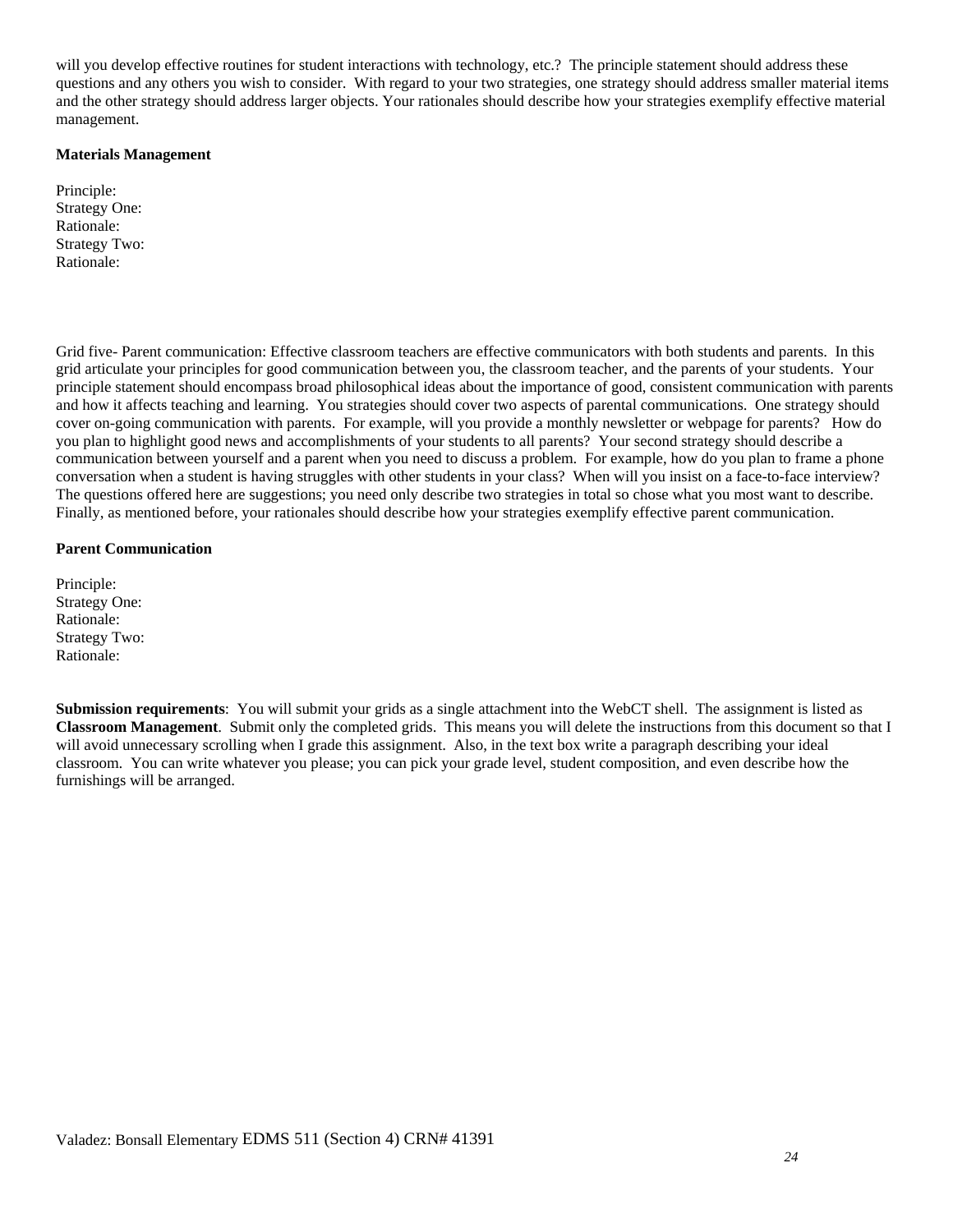will you develop effective routines for student interactions with technology, etc.? The principle statement should address these questions and any others you wish to consider. With regard to your two strategies, one strategy should address smaller material items and the other strategy should address larger objects. Your rationales should describe how your strategies exemplify effective material management.

**Materials Management**

Principle:
Strategy One:
Rationale:
Strategy Two:
Rationale:

Grid five- Parent communication: Effective classroom teachers are effective communicators with both students and parents. In this grid articulate your principles for good communication between you, the classroom teacher, and the parents of your students. Your principle statement should encompass broad philosophical ideas about the importance of good, consistent communication with parents and how it affects teaching and learning. You strategies should cover two aspects of parental communications. One strategy should cover on-going communication with parents. For example, will you provide a monthly newsletter or webpage for parents? How do you plan to highlight good news and accomplishments of your students to all parents? Your second strategy should describe a communication between yourself and a parent when you need to discuss a problem. For example, how do you plan to frame a phone conversation when a student is having struggles with other students in your class? When will you insist on a face-to-face interview? The questions offered here are suggestions; you need only describe two strategies in total so chose what you most want to describe. Finally, as mentioned before, your rationales should describe how your strategies exemplify effective parent communication.

**Parent Communication**

Principle:
Strategy One:
Rationale:
Strategy Two:
Rationale:

**Submission requirements**: You will submit your grids as a single attachment into the WebCT shell. The assignment is listed as **Classroom Management**. Submit only the completed grids. This means you will delete the instructions from this document so that I will avoid unnecessary scrolling when I grade this assignment. Also, in the text box write a paragraph describing your ideal classroom. You can write whatever you please; you can pick your grade level, student composition, and even describe how the furnishings will be arranged.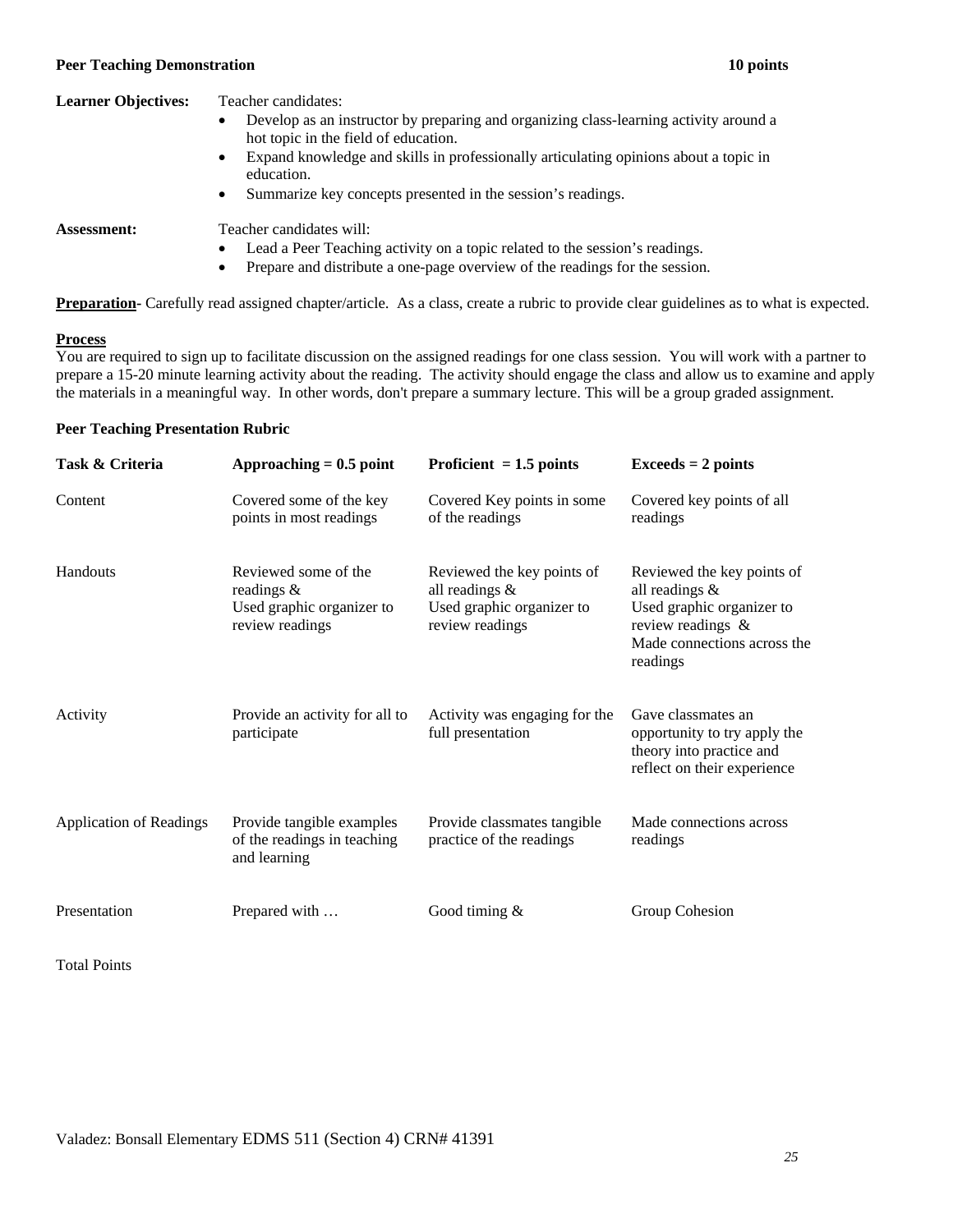**Peer Teaching Demonstration** **10 points**

**Learner Objectives:** Teacher candidates:

- Develop as an instructor by preparing and organizing class-learning activity around a hot topic in the field of education.
- Expand knowledge and skills in professionally articulating opinions about a topic in education.
- Summarize key concepts presented in the session's readings.

**Assessment:** Teacher candidates will:

- Lead a Peer Teaching activity on a topic related to the session's readings.
- Prepare and distribute a one-page overview of the readings for the session.

**Preparation**- Carefully read assigned chapter/article. As a class, create a rubric to provide clear guidelines as to what is expected.

**Process**

You are required to sign up to facilitate discussion on the assigned readings for one class session. You will work with a partner to prepare a 15-20 minute learning activity about the reading. The activity should engage the class and allow us to examine and apply the materials in a meaningful way. In other words, don't prepare a summary lecture. This will be a group graded assignment.

**Peer Teaching Presentation Rubric**

| **Task & Criteria** | **Approaching = 0.5 point** | **Proficient = 1.5 points** | **Exceeds = 2 points** |
|---|---|---|---|
| Content | Covered some of the key points in most readings | Covered Key points in some of the readings | Covered key points of all readings |
| Handouts | Reviewed some of the readings & Used graphic organizer to review readings | Reviewed the key points of all readings & Used graphic organizer to review readings | Reviewed the key points of all readings & Used graphic organizer to review readings & Made connections across the readings |
| Activity | Provide an activity for all to participate | Activity was engaging for the full presentation | Gave classmates an opportunity to try apply the theory into practice and reflect on their experience |
| Application of Readings | Provide tangible examples of the readings in teaching and learning | Provide classmates tangible practice of the readings | Made connections across readings |
| Presentation | Prepared with … | Good timing & | Group Cohesion |
| Total Points | | | |